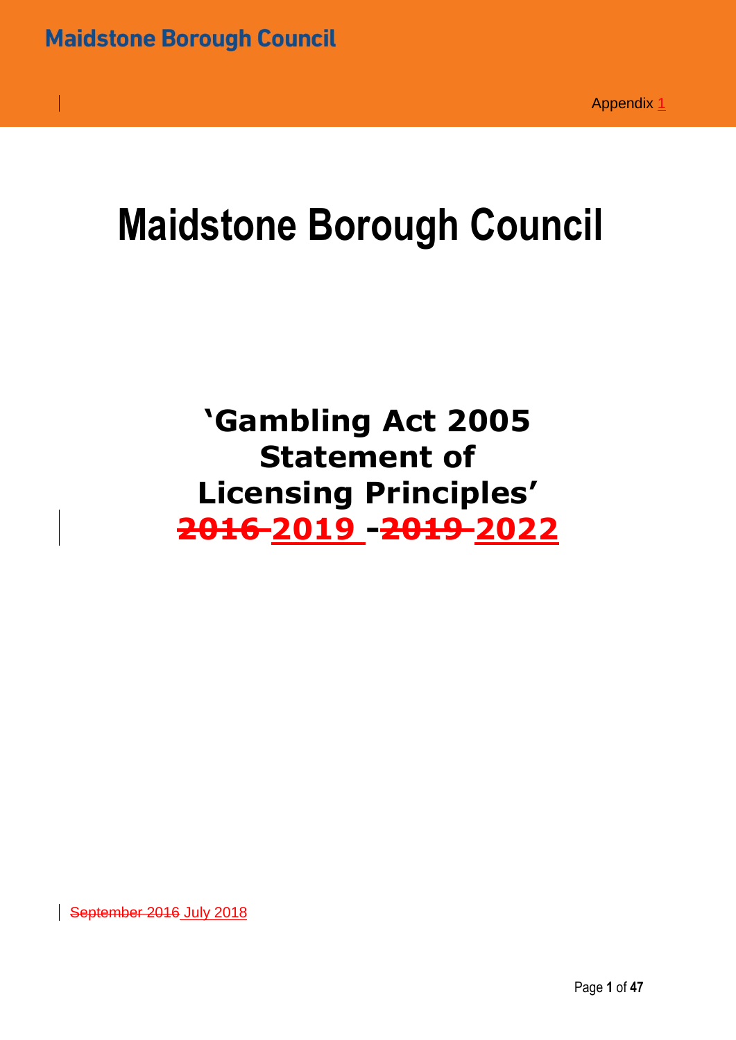Appendix 1

# Maidstone Borough Council

## 'Gambling Act 2005 Statement of Licensing Principles' ~~2016~~ 2019 - ~~2019~~ 2022

~~September 2016~~ July 2018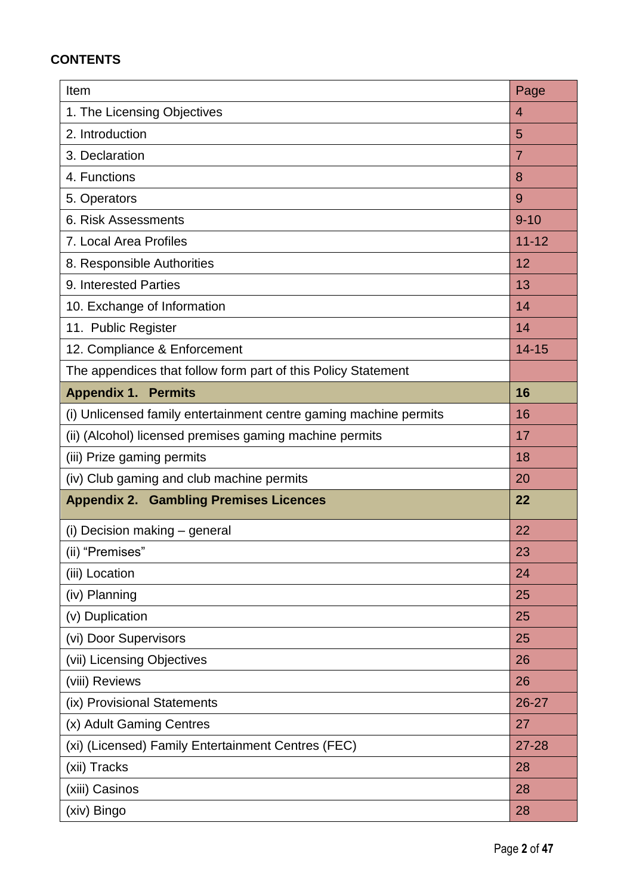**CONTENTS**

| Item | Page |
|---|---|
| 1. The Licensing Objectives | 4 |
| 2. Introduction | 5 |
| 3. Declaration | 7 |
| 4. Functions | 8 |
| 5. Operators | 9 |
| 6. Risk Assessments | 9-10 |
| 7. Local Area Profiles | 11-12 |
| 8. Responsible Authorities | 12 |
| 9. Interested Parties | 13 |
| 10. Exchange of Information | 14 |
| 11. Public Register | 14 |
| 12. Compliance & Enforcement | 14-15 |
| The appendices that follow form part of this Policy Statement | |
| **Appendix 1. Permits** | **16** |
| (i) Unlicensed family entertainment centre gaming machine permits | 16 |
| (ii) (Alcohol) licensed premises gaming machine permits | 17 |
| (iii) Prize gaming permits | 18 |
| (iv) Club gaming and club machine permits | 20 |
| **Appendix 2. Gambling Premises Licences** | **22** |
| (i) Decision making – general | 22 |
| (ii) "Premises" | 23 |
| (iii) Location | 24 |
| (iv) Planning | 25 |
| (v) Duplication | 25 |
| (vi) Door Supervisors | 25 |
| (vii) Licensing Objectives | 26 |
| (viii) Reviews | 26 |
| (ix) Provisional Statements | 26-27 |
| (x) Adult Gaming Centres | 27 |
| (xi) (Licensed) Family Entertainment Centres (FEC) | 27-28 |
| (xii) Tracks | 28 |
| (xiii) Casinos | 28 |
| (xiv) Bingo | 28 |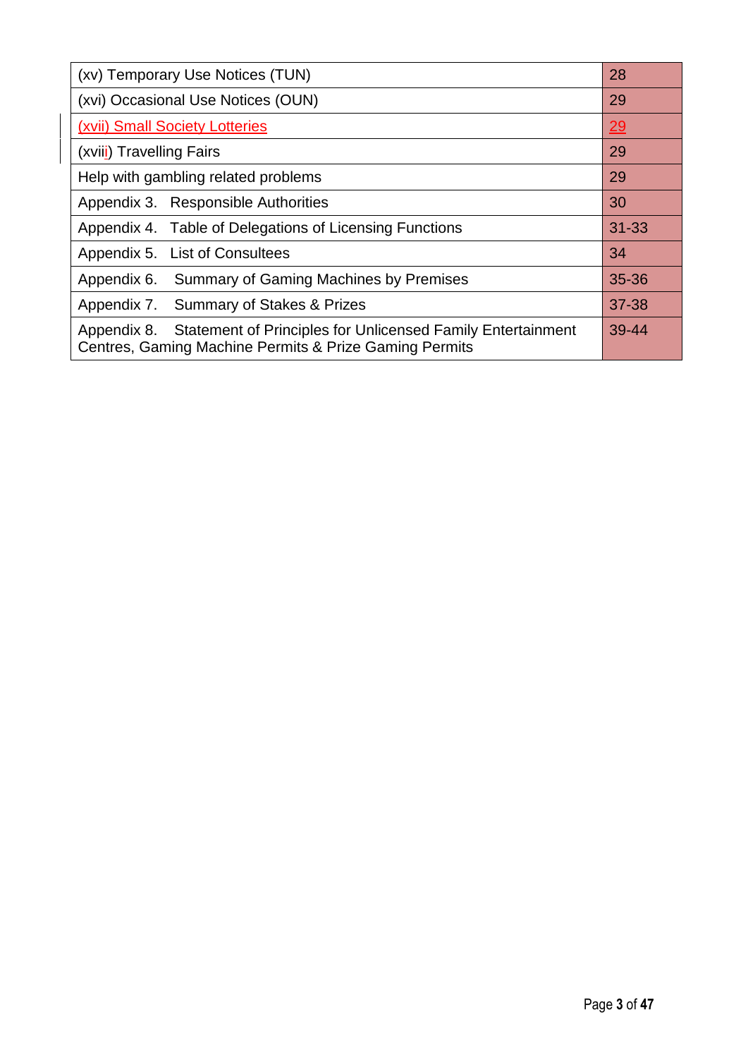| | |
|---|---|
| (xv) Temporary Use Notices (TUN) | 28 |
| (xvi) Occasional Use Notices (OUN) | 29 |
| (xvii) Small Society Lotteries | 29 |
| (xviii) Travelling Fairs | 29 |
| Help with gambling related problems | 29 |
| Appendix 3. Responsible Authorities | 30 |
| Appendix 4. Table of Delegations of Licensing Functions | 31-33 |
| Appendix 5. List of Consultees | 34 |
| Appendix 6. Summary of Gaming Machines by Premises | 35-36 |
| Appendix 7. Summary of Stakes & Prizes | 37-38 |
| Appendix 8. Statement of Principles for Unlicensed Family Entertainment Centres, Gaming Machine Permits & Prize Gaming Permits | 39-44 |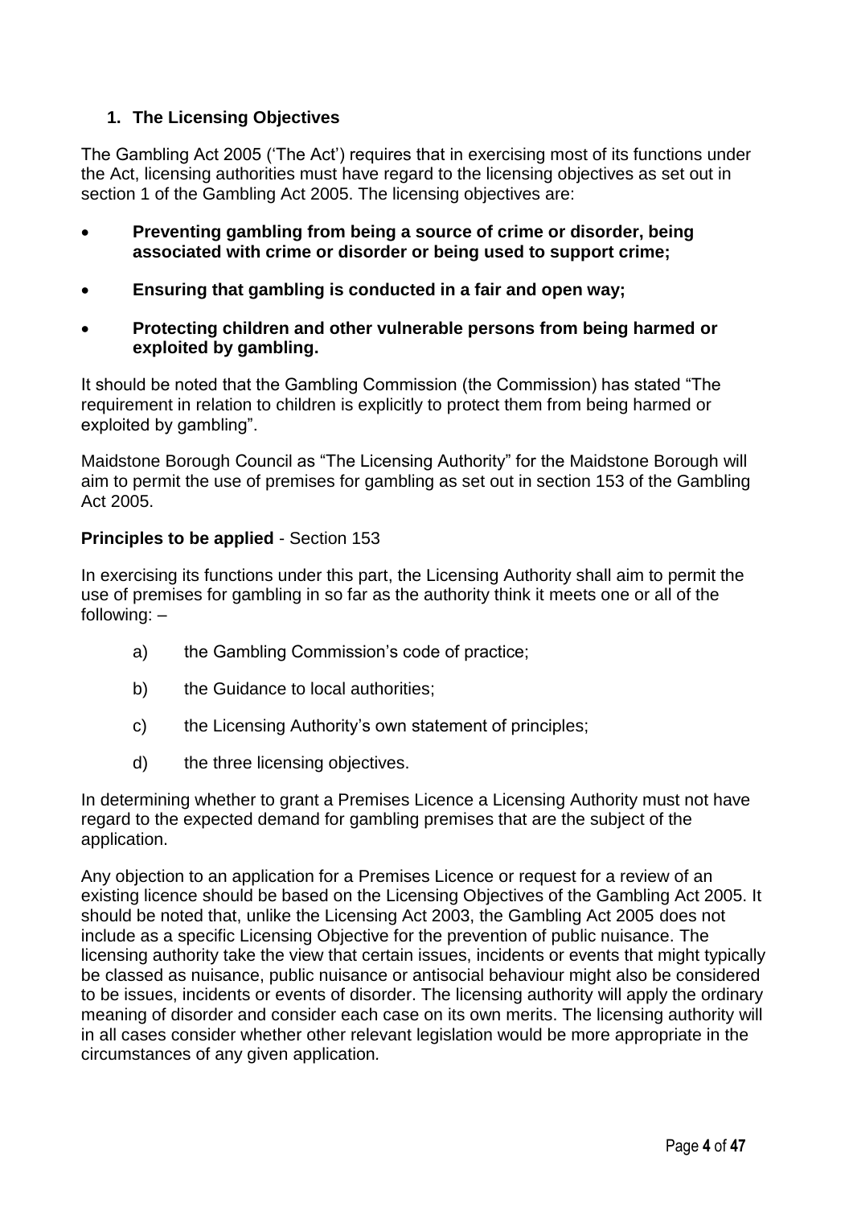## 1. The Licensing Objectives

The Gambling Act 2005 ('The Act') requires that in exercising most of its functions under the Act, licensing authorities must have regard to the licensing objectives as set out in section 1 of the Gambling Act 2005. The licensing objectives are:

- **Preventing gambling from being a source of crime or disorder, being associated with crime or disorder or being used to support crime;**
- **Ensuring that gambling is conducted in a fair and open way;**
- **Protecting children and other vulnerable persons from being harmed or exploited by gambling.**

It should be noted that the Gambling Commission (the Commission) has stated "The requirement in relation to children is explicitly to protect them from being harmed or exploited by gambling".

Maidstone Borough Council as "The Licensing Authority" for the Maidstone Borough will aim to permit the use of premises for gambling as set out in section 153 of the Gambling Act 2005.

**Principles to be applied** - Section 153

In exercising its functions under this part, the Licensing Authority shall aim to permit the use of premises for gambling in so far as the authority think it meets one or all of the following: –

a) the Gambling Commission's code of practice;

b) the Guidance to local authorities;

c) the Licensing Authority's own statement of principles;

d) the three licensing objectives.

In determining whether to grant a Premises Licence a Licensing Authority must not have regard to the expected demand for gambling premises that are the subject of the application.

Any objection to an application for a Premises Licence or request for a review of an existing licence should be based on the Licensing Objectives of the Gambling Act 2005. It should be noted that, unlike the Licensing Act 2003, the Gambling Act 2005 does not include as a specific Licensing Objective for the prevention of public nuisance. The licensing authority take the view that certain issues, incidents or events that might typically be classed as nuisance, public nuisance or antisocial behaviour might also be considered to be issues, incidents or events of disorder. The licensing authority will apply the ordinary meaning of disorder and consider each case on its own merits. The licensing authority will in all cases consider whether other relevant legislation would be more appropriate in the circumstances of any given application.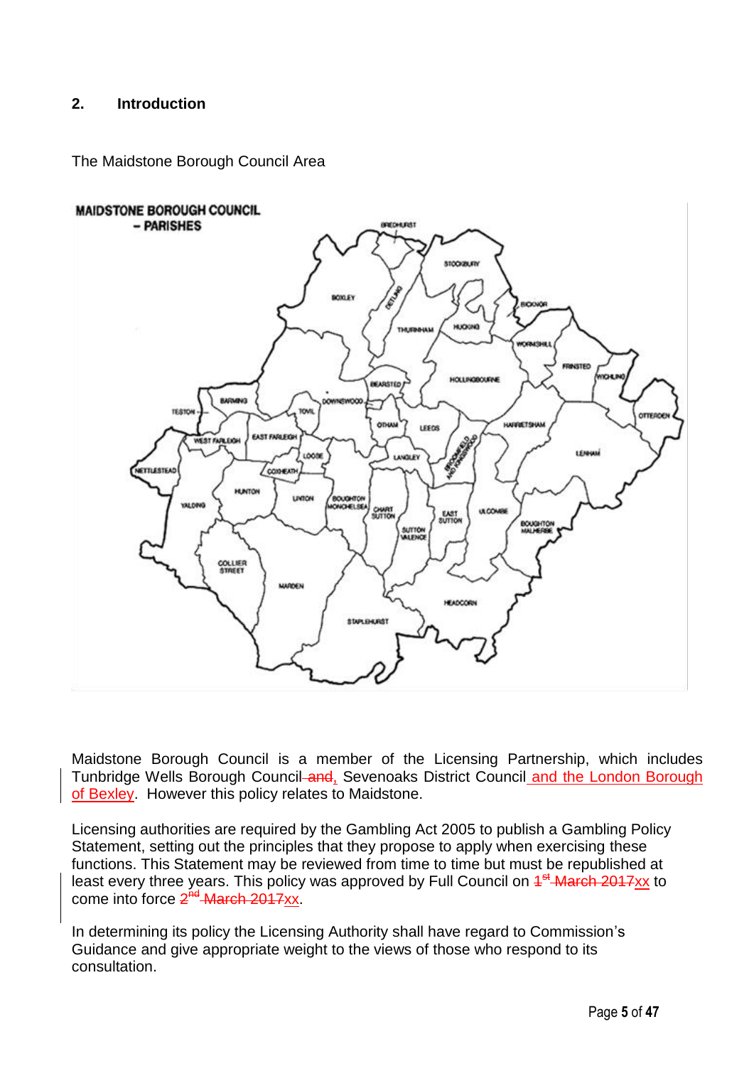## 2. Introduction

The Maidstone Borough Council Area

Maidstone Borough Council is a member of the Licensing Partnership, which includes Tunbridge Wells Borough Council ~~and~~, Sevenoaks District Council and the London Borough of Bexley. However this policy relates to Maidstone.

Licensing authorities are required by the Gambling Act 2005 to publish a Gambling Policy Statement, setting out the principles that they propose to apply when exercising these functions. This Statement may be reviewed from time to time but must be republished at least every three years. This policy was approved by Full Council on ~~1st March 2017~~xx to come into force ~~2nd March 2017~~xx.

In determining its policy the Licensing Authority shall have regard to Commission's Guidance and give appropriate weight to the views of those who respond to its consultation.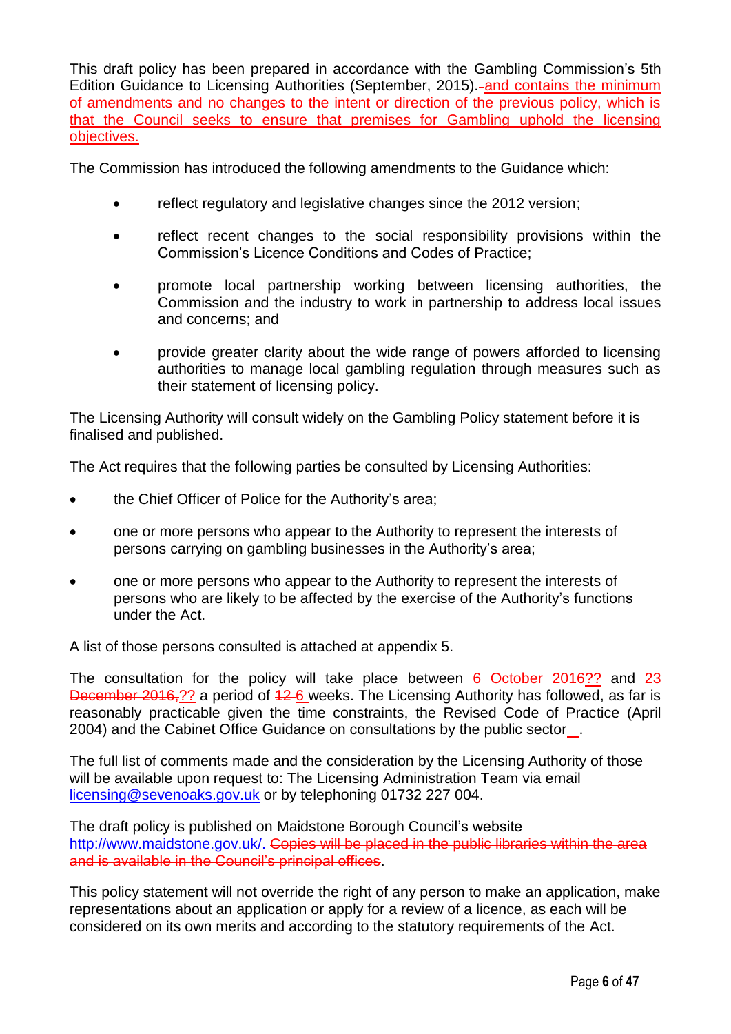This draft policy has been prepared in accordance with the Gambling Commission's 5th Edition Guidance to Licensing Authorities (September, 2015). and contains the minimum of amendments and no changes to the intent or direction of the previous policy, which is that the Council seeks to ensure that premises for Gambling uphold the licensing objectives.

The Commission has introduced the following amendments to the Guidance which:

- reflect regulatory and legislative changes since the 2012 version;
- reflect recent changes to the social responsibility provisions within the Commission's Licence Conditions and Codes of Practice;
- promote local partnership working between licensing authorities, the Commission and the industry to work in partnership to address local issues and concerns; and
- provide greater clarity about the wide range of powers afforded to licensing authorities to manage local gambling regulation through measures such as their statement of licensing policy.

The Licensing Authority will consult widely on the Gambling Policy statement before it is finalised and published.

The Act requires that the following parties be consulted by Licensing Authorities:

- the Chief Officer of Police for the Authority's area;
- one or more persons who appear to the Authority to represent the interests of persons carrying on gambling businesses in the Authority's area;
- one or more persons who appear to the Authority to represent the interests of persons who are likely to be affected by the exercise of the Authority's functions under the Act.

A list of those persons consulted is attached at appendix 5.

The consultation for the policy will take place between ~~6 October 2016~~?? and ~~23 December 2016,~~?? a period of ~~12~~ 6 weeks. The Licensing Authority has followed, as far is reasonably practicable given the time constraints, the Revised Code of Practice (April 2004) and the Cabinet Office Guidance on consultations by the public sector .

The full list of comments made and the consideration by the Licensing Authority of those will be available upon request to: The Licensing Administration Team via email licensing@sevenoaks.gov.uk or by telephoning 01732 227 004.

The draft policy is published on Maidstone Borough Council's website http://www.maidstone.gov.uk/. ~~Copies will be placed in the public libraries within the area and is available in the Council's principal offices~~.

This policy statement will not override the right of any person to make an application, make representations about an application or apply for a review of a licence, as each will be considered on its own merits and according to the statutory requirements of the Act.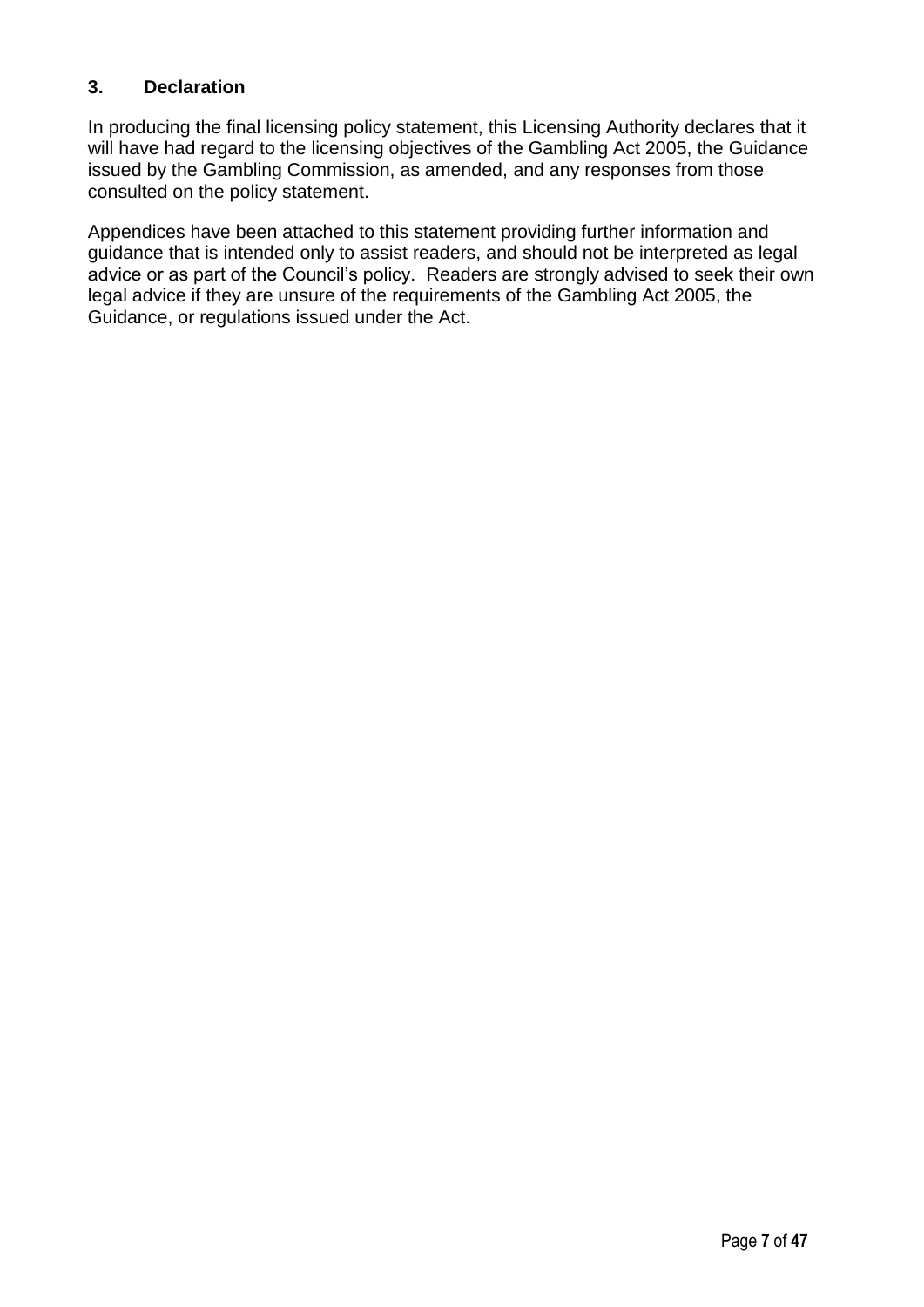## 3. Declaration

In producing the final licensing policy statement, this Licensing Authority declares that it will have had regard to the licensing objectives of the Gambling Act 2005, the Guidance issued by the Gambling Commission, as amended, and any responses from those consulted on the policy statement.

Appendices have been attached to this statement providing further information and guidance that is intended only to assist readers, and should not be interpreted as legal advice or as part of the Council's policy. Readers are strongly advised to seek their own legal advice if they are unsure of the requirements of the Gambling Act 2005, the Guidance, or regulations issued under the Act.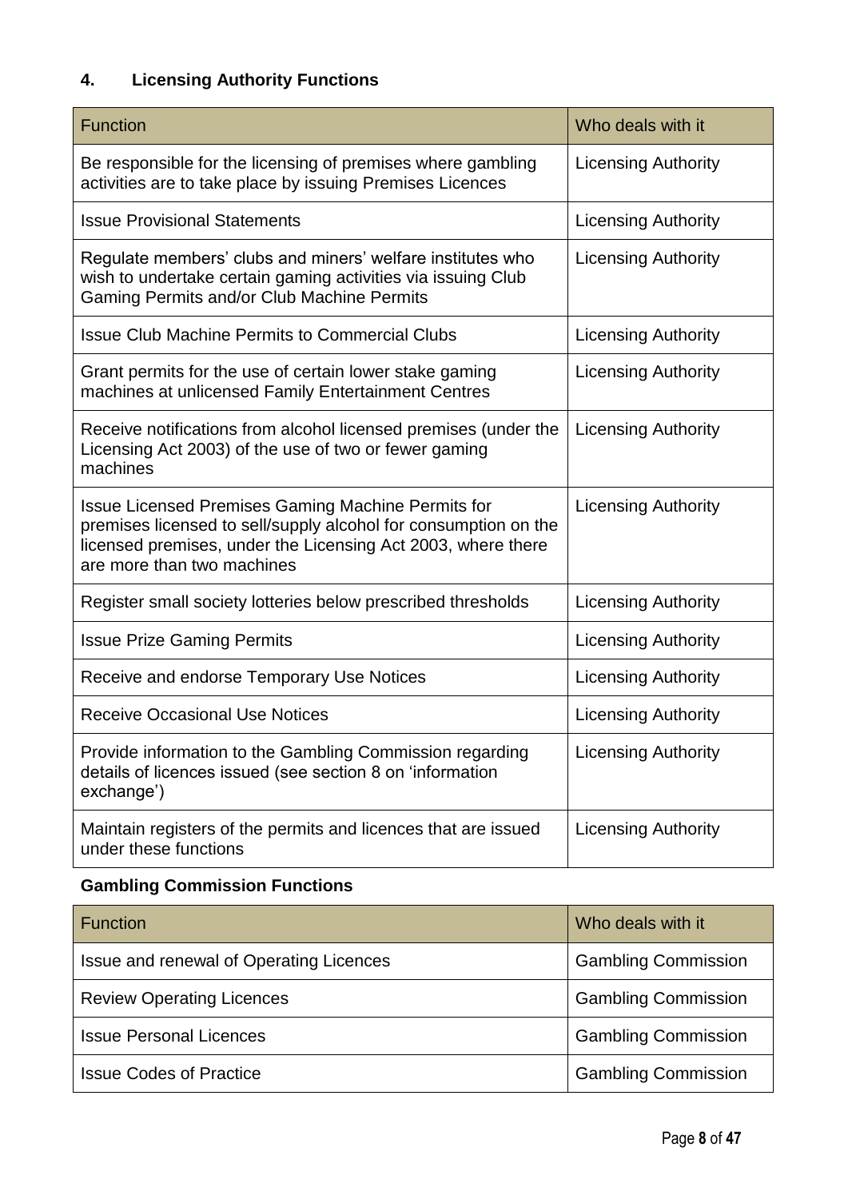## 4. Licensing Authority Functions

| Function | Who deals with it |
|---|---|
| Be responsible for the licensing of premises where gambling activities are to take place by issuing Premises Licences | Licensing Authority |
| Issue Provisional Statements | Licensing Authority |
| Regulate members' clubs and miners' welfare institutes who wish to undertake certain gaming activities via issuing Club Gaming Permits and/or Club Machine Permits | Licensing Authority |
| Issue Club Machine Permits to Commercial Clubs | Licensing Authority |
| Grant permits for the use of certain lower stake gaming machines at unlicensed Family Entertainment Centres | Licensing Authority |
| Receive notifications from alcohol licensed premises (under the Licensing Act 2003) of the use of two or fewer gaming machines | Licensing Authority |
| Issue Licensed Premises Gaming Machine Permits for premises licensed to sell/supply alcohol for consumption on the licensed premises, under the Licensing Act 2003, where there are more than two machines | Licensing Authority |
| Register small society lotteries below prescribed thresholds | Licensing Authority |
| Issue Prize Gaming Permits | Licensing Authority |
| Receive and endorse Temporary Use Notices | Licensing Authority |
| Receive Occasional Use Notices | Licensing Authority |
| Provide information to the Gambling Commission regarding details of licences issued (see section 8 on 'information exchange') | Licensing Authority |
| Maintain registers of the permits and licences that are issued under these functions | Licensing Authority |

**Gambling Commission Functions**

| Function | Who deals with it |
|---|---|
| Issue and renewal of Operating Licences | Gambling Commission |
| Review Operating Licences | Gambling Commission |
| Issue Personal Licences | Gambling Commission |
| Issue Codes of Practice | Gambling Commission |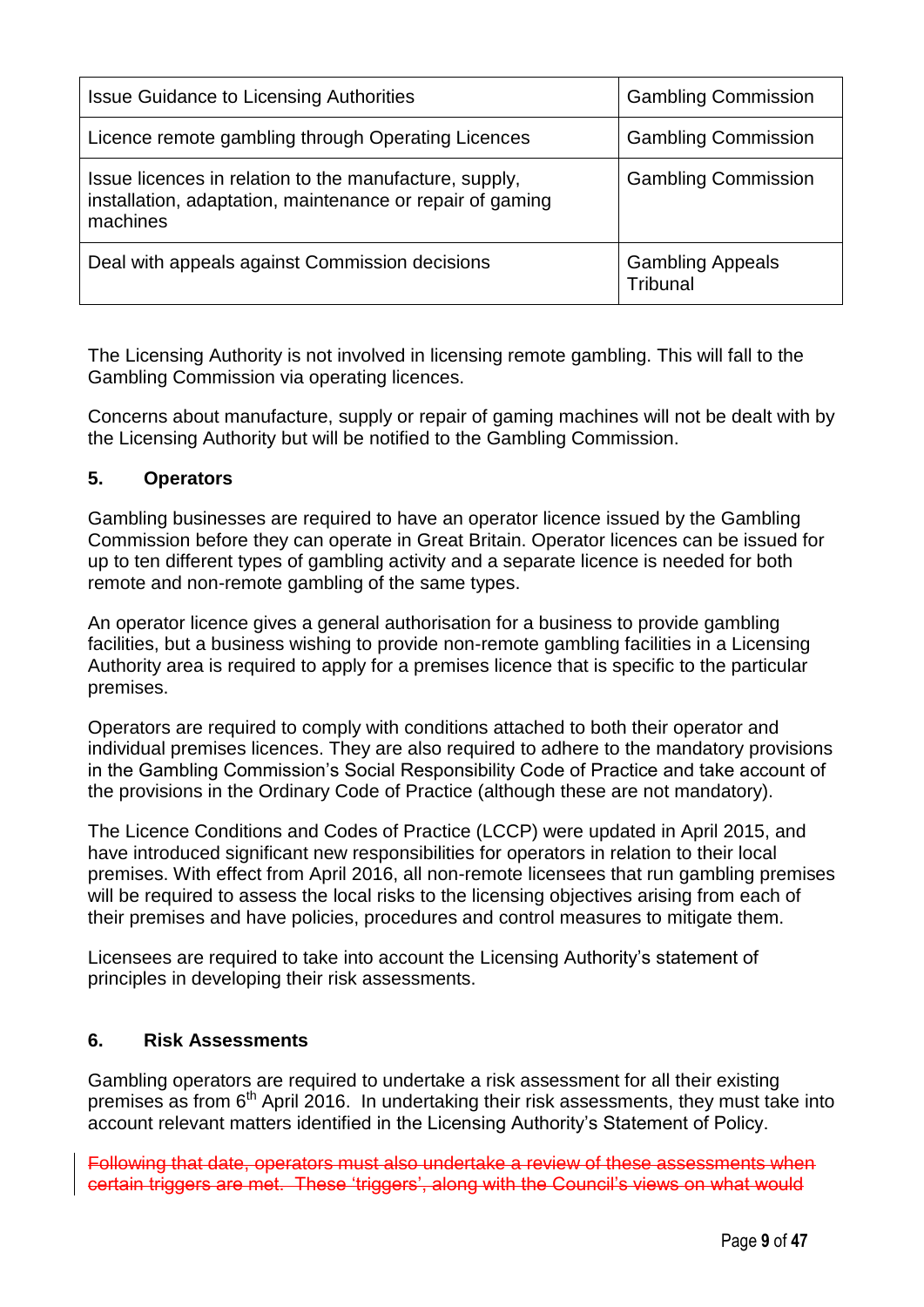| Issue Guidance to Licensing Authorities | Gambling Commission |
|---|---|
| Licence remote gambling through Operating Licences | Gambling Commission |
| Issue licences in relation to the manufacture, supply, installation, adaptation, maintenance or repair of gaming machines | Gambling Commission |
| Deal with appeals against Commission decisions | Gambling Appeals Tribunal |

The Licensing Authority is not involved in licensing remote gambling. This will fall to the Gambling Commission via operating licences.

Concerns about manufacture, supply or repair of gaming machines will not be dealt with by the Licensing Authority but will be notified to the Gambling Commission.

## 5. Operators

Gambling businesses are required to have an operator licence issued by the Gambling Commission before they can operate in Great Britain. Operator licences can be issued for up to ten different types of gambling activity and a separate licence is needed for both remote and non-remote gambling of the same types.

An operator licence gives a general authorisation for a business to provide gambling facilities, but a business wishing to provide non-remote gambling facilities in a Licensing Authority area is required to apply for a premises licence that is specific to the particular premises.

Operators are required to comply with conditions attached to both their operator and individual premises licences. They are also required to adhere to the mandatory provisions in the Gambling Commission's Social Responsibility Code of Practice and take account of the provisions in the Ordinary Code of Practice (although these are not mandatory).

The Licence Conditions and Codes of Practice (LCCP) were updated in April 2015, and have introduced significant new responsibilities for operators in relation to their local premises. With effect from April 2016, all non-remote licensees that run gambling premises will be required to assess the local risks to the licensing objectives arising from each of their premises and have policies, procedures and control measures to mitigate them.

Licensees are required to take into account the Licensing Authority's statement of principles in developing their risk assessments.

## 6. Risk Assessments

Gambling operators are required to undertake a risk assessment for all their existing premises as from 6th April 2016. In undertaking their risk assessments, they must take into account relevant matters identified in the Licensing Authority's Statement of Policy.

~~Following that date, operators must also undertake a review of these assessments when certain triggers are met. These 'triggers', along with the Council's views on what would~~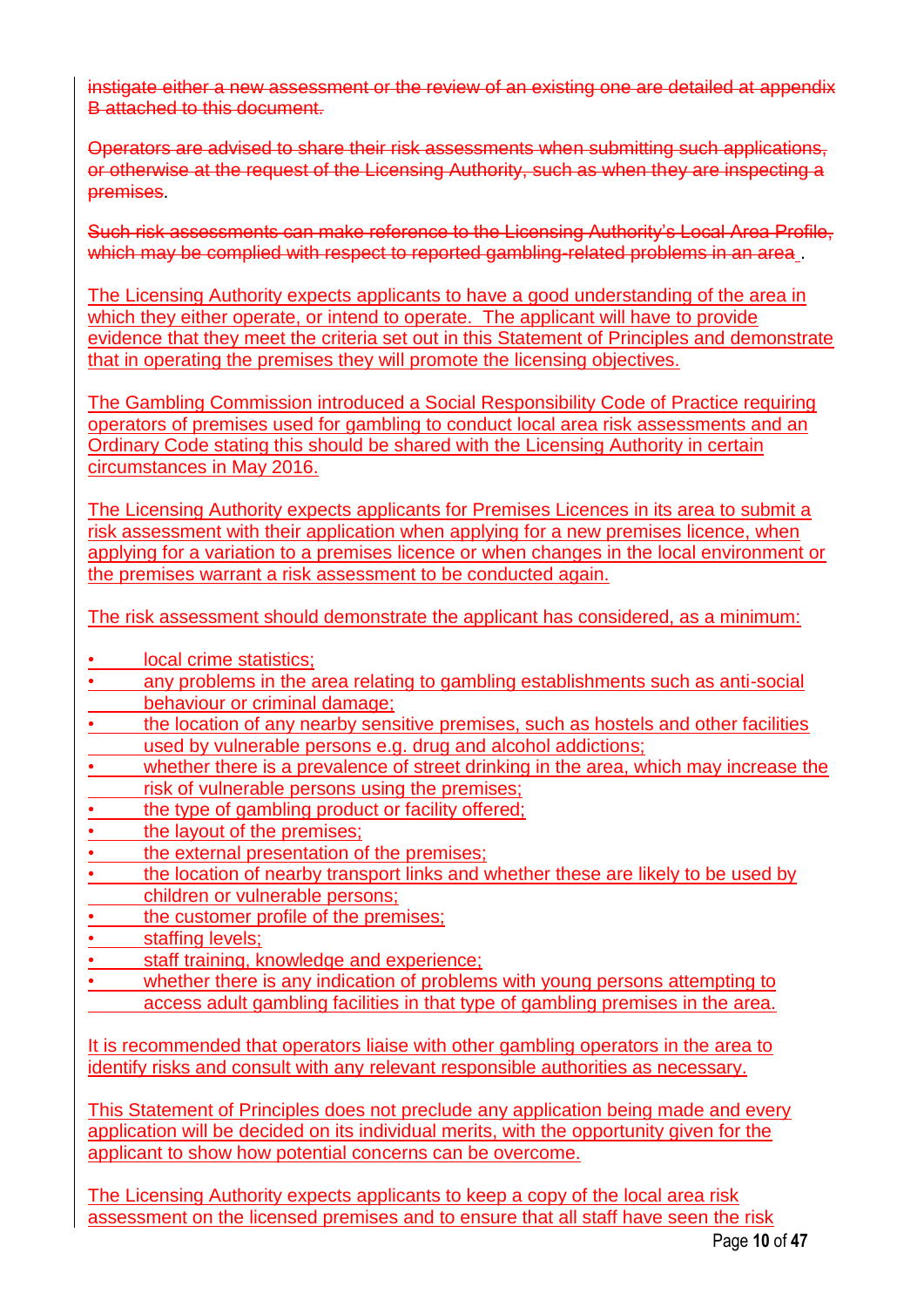~~instigate either a new assessment or the review of an existing one are detailed at appendix B attached to this document.~~

~~Operators are advised to share their risk assessments when submitting such applications, or otherwise at the request of the Licensing Authority, such as when they are inspecting a premises~~.

~~Such risk assessments can make reference to the Licensing Authority's Local Area Profile, which may be complied with respect to reported gambling-related problems in an area~~ .

The Licensing Authority expects applicants to have a good understanding of the area in which they either operate, or intend to operate. The applicant will have to provide evidence that they meet the criteria set out in this Statement of Principles and demonstrate that in operating the premises they will promote the licensing objectives.

The Gambling Commission introduced a Social Responsibility Code of Practice requiring operators of premises used for gambling to conduct local area risk assessments and an Ordinary Code stating this should be shared with the Licensing Authority in certain circumstances in May 2016.

The Licensing Authority expects applicants for Premises Licences in its area to submit a risk assessment with their application when applying for a new premises licence, when applying for a variation to a premises licence or when changes in the local environment or the premises warrant a risk assessment to be conducted again.

The risk assessment should demonstrate the applicant has considered, as a minimum:

- local crime statistics;
- any problems in the area relating to gambling establishments such as anti-social behaviour or criminal damage;
- the location of any nearby sensitive premises, such as hostels and other facilities used by vulnerable persons e.g. drug and alcohol addictions;
- whether there is a prevalence of street drinking in the area, which may increase the risk of vulnerable persons using the premises;
- the type of gambling product or facility offered;
- the layout of the premises;
- the external presentation of the premises;
- the location of nearby transport links and whether these are likely to be used by children or vulnerable persons;
- the customer profile of the premises;
- staffing levels;
- staff training, knowledge and experience;
- whether there is any indication of problems with young persons attempting to access adult gambling facilities in that type of gambling premises in the area.

It is recommended that operators liaise with other gambling operators in the area to identify risks and consult with any relevant responsible authorities as necessary.

This Statement of Principles does not preclude any application being made and every application will be decided on its individual merits, with the opportunity given for the applicant to show how potential concerns can be overcome.

The Licensing Authority expects applicants to keep a copy of the local area risk assessment on the licensed premises and to ensure that all staff have seen the risk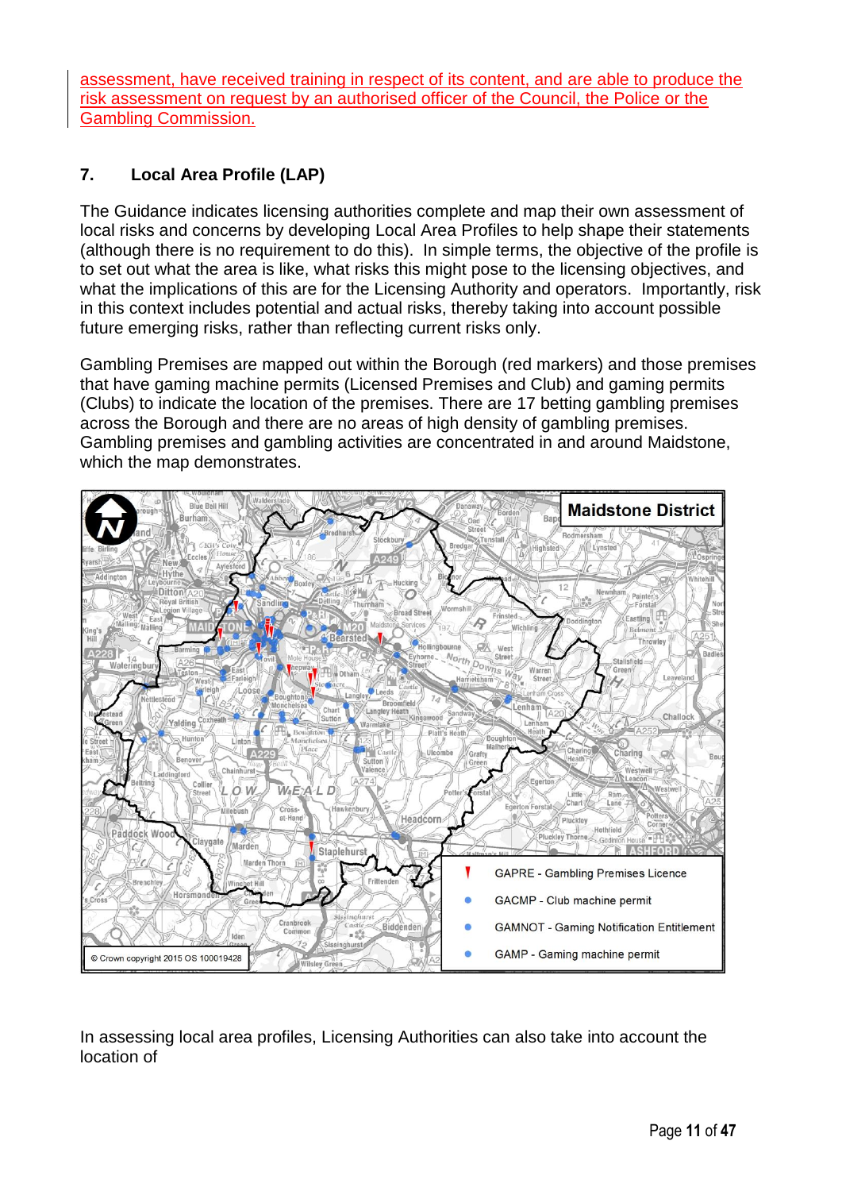assessment, have received training in respect of its content, and are able to produce the risk assessment on request by an authorised officer of the Council, the Police or the Gambling Commission.

## 7. Local Area Profile (LAP)

The Guidance indicates licensing authorities complete and map their own assessment of local risks and concerns by developing Local Area Profiles to help shape their statements (although there is no requirement to do this). In simple terms, the objective of the profile is to set out what the area is like, what risks this might pose to the licensing objectives, and what the implications of this are for the Licensing Authority and operators. Importantly, risk in this context includes potential and actual risks, thereby taking into account possible future emerging risks, rather than reflecting current risks only.

Gambling Premises are mapped out within the Borough (red markers) and those premises that have gaming machine permits (Licensed Premises and Club) and gaming permits (Clubs) to indicate the location of the premises. There are 17 betting gambling premises across the Borough and there are no areas of high density of gambling premises. Gambling premises and gambling activities are concentrated in and around Maidstone, which the map demonstrates.

**Maidstone District**

- GAPRE - Gambling Premises Licence
- GACMP - Club machine permit
- GAMNOT - Gaming Notification Entitlement
- GAMP - Gaming machine permit

© Crown copyright 2015 OS 100019428

In assessing local area profiles, Licensing Authorities can also take into account the location of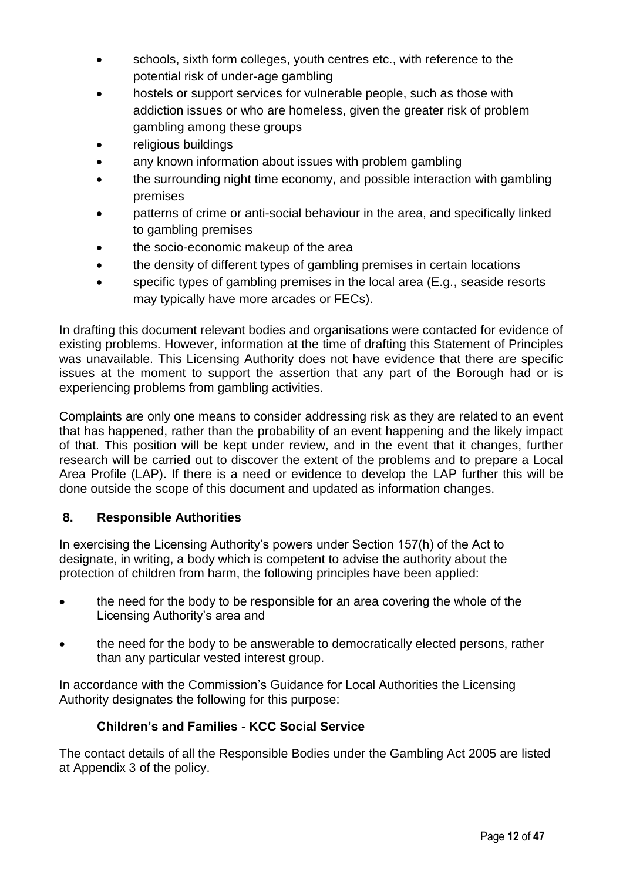- schools, sixth form colleges, youth centres etc., with reference to the potential risk of under-age gambling
- hostels or support services for vulnerable people, such as those with addiction issues or who are homeless, given the greater risk of problem gambling among these groups
- religious buildings
- any known information about issues with problem gambling
- the surrounding night time economy, and possible interaction with gambling premises
- patterns of crime or anti-social behaviour in the area, and specifically linked to gambling premises
- the socio-economic makeup of the area
- the density of different types of gambling premises in certain locations
- specific types of gambling premises in the local area (E.g., seaside resorts may typically have more arcades or FECs).

In drafting this document relevant bodies and organisations were contacted for evidence of existing problems. However, information at the time of drafting this Statement of Principles was unavailable. This Licensing Authority does not have evidence that there are specific issues at the moment to support the assertion that any part of the Borough had or is experiencing problems from gambling activities.

Complaints are only one means to consider addressing risk as they are related to an event that has happened, rather than the probability of an event happening and the likely impact of that. This position will be kept under review, and in the event that it changes, further research will be carried out to discover the extent of the problems and to prepare a Local Area Profile (LAP). If there is a need or evidence to develop the LAP further this will be done outside the scope of this document and updated as information changes.

## 8. Responsible Authorities

In exercising the Licensing Authority's powers under Section 157(h) of the Act to designate, in writing, a body which is competent to advise the authority about the protection of children from harm, the following principles have been applied:

- the need for the body to be responsible for an area covering the whole of the Licensing Authority's area and
- the need for the body to be answerable to democratically elected persons, rather than any particular vested interest group.

In accordance with the Commission's Guidance for Local Authorities the Licensing Authority designates the following for this purpose:

**Children's and Families - KCC Social Service**

The contact details of all the Responsible Bodies under the Gambling Act 2005 are listed at Appendix 3 of the policy.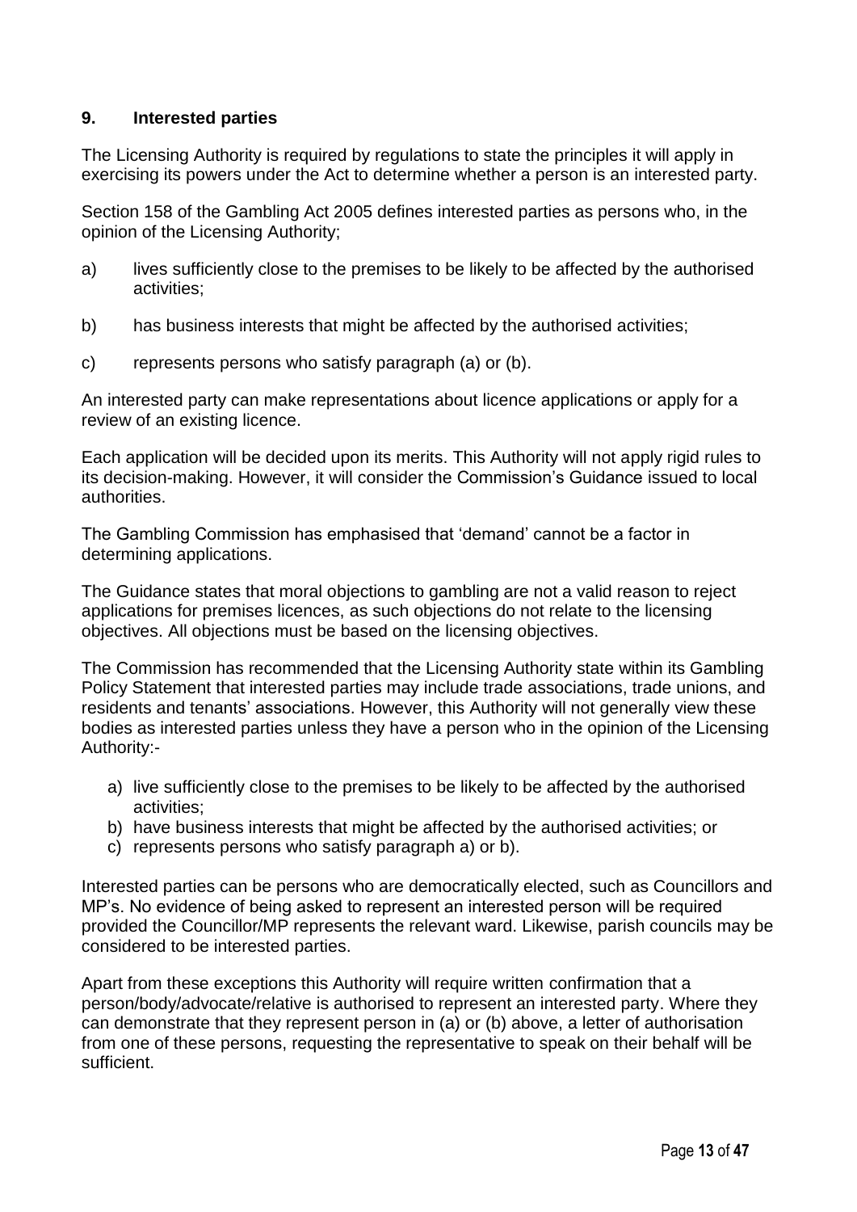## 9. Interested parties

The Licensing Authority is required by regulations to state the principles it will apply in exercising its powers under the Act to determine whether a person is an interested party.

Section 158 of the Gambling Act 2005 defines interested parties as persons who, in the opinion of the Licensing Authority;

a) lives sufficiently close to the premises to be likely to be affected by the authorised activities;

b) has business interests that might be affected by the authorised activities;

c) represents persons who satisfy paragraph (a) or (b).

An interested party can make representations about licence applications or apply for a review of an existing licence.

Each application will be decided upon its merits. This Authority will not apply rigid rules to its decision-making. However, it will consider the Commission's Guidance issued to local authorities.

The Gambling Commission has emphasised that 'demand' cannot be a factor in determining applications.

The Guidance states that moral objections to gambling are not a valid reason to reject applications for premises licences, as such objections do not relate to the licensing objectives. All objections must be based on the licensing objectives.

The Commission has recommended that the Licensing Authority state within its Gambling Policy Statement that interested parties may include trade associations, trade unions, and residents and tenants' associations. However, this Authority will not generally view these bodies as interested parties unless they have a person who in the opinion of the Licensing Authority:-

a) live sufficiently close to the premises to be likely to be affected by the authorised activities;
b) have business interests that might be affected by the authorised activities; or
c) represents persons who satisfy paragraph a) or b).

Interested parties can be persons who are democratically elected, such as Councillors and MP's. No evidence of being asked to represent an interested person will be required provided the Councillor/MP represents the relevant ward. Likewise, parish councils may be considered to be interested parties.

Apart from these exceptions this Authority will require written confirmation that a person/body/advocate/relative is authorised to represent an interested party. Where they can demonstrate that they represent person in (a) or (b) above, a letter of authorisation from one of these persons, requesting the representative to speak on their behalf will be sufficient.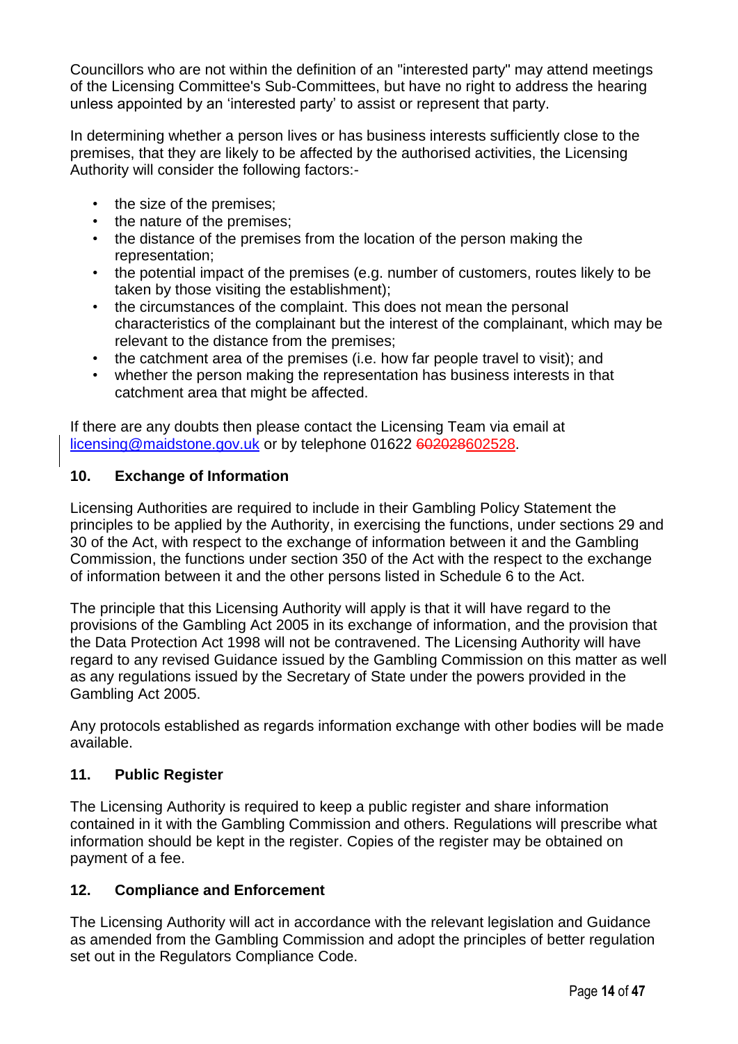Councillors who are not within the definition of an "interested party" may attend meetings of the Licensing Committee's Sub-Committees, but have no right to address the hearing unless appointed by an 'interested party' to assist or represent that party.

In determining whether a person lives or has business interests sufficiently close to the premises, that they are likely to be affected by the authorised activities, the Licensing Authority will consider the following factors:-

- the size of the premises;
- the nature of the premises;
- the distance of the premises from the location of the person making the representation;
- the potential impact of the premises (e.g. number of customers, routes likely to be taken by those visiting the establishment);
- the circumstances of the complaint. This does not mean the personal characteristics of the complainant but the interest of the complainant, which may be relevant to the distance from the premises;
- the catchment area of the premises (i.e. how far people travel to visit); and
- whether the person making the representation has business interests in that catchment area that might be affected.

If there are any doubts then please contact the Licensing Team via email at licensing@maidstone.gov.uk or by telephone 01622 ~~602028~~602528.

## 10. Exchange of Information

Licensing Authorities are required to include in their Gambling Policy Statement the principles to be applied by the Authority, in exercising the functions, under sections 29 and 30 of the Act, with respect to the exchange of information between it and the Gambling Commission, the functions under section 350 of the Act with the respect to the exchange of information between it and the other persons listed in Schedule 6 to the Act.

The principle that this Licensing Authority will apply is that it will have regard to the provisions of the Gambling Act 2005 in its exchange of information, and the provision that the Data Protection Act 1998 will not be contravened. The Licensing Authority will have regard to any revised Guidance issued by the Gambling Commission on this matter as well as any regulations issued by the Secretary of State under the powers provided in the Gambling Act 2005.

Any protocols established as regards information exchange with other bodies will be made available.

## 11. Public Register

The Licensing Authority is required to keep a public register and share information contained in it with the Gambling Commission and others. Regulations will prescribe what information should be kept in the register. Copies of the register may be obtained on payment of a fee.

## 12. Compliance and Enforcement

The Licensing Authority will act in accordance with the relevant legislation and Guidance as amended from the Gambling Commission and adopt the principles of better regulation set out in the Regulators Compliance Code.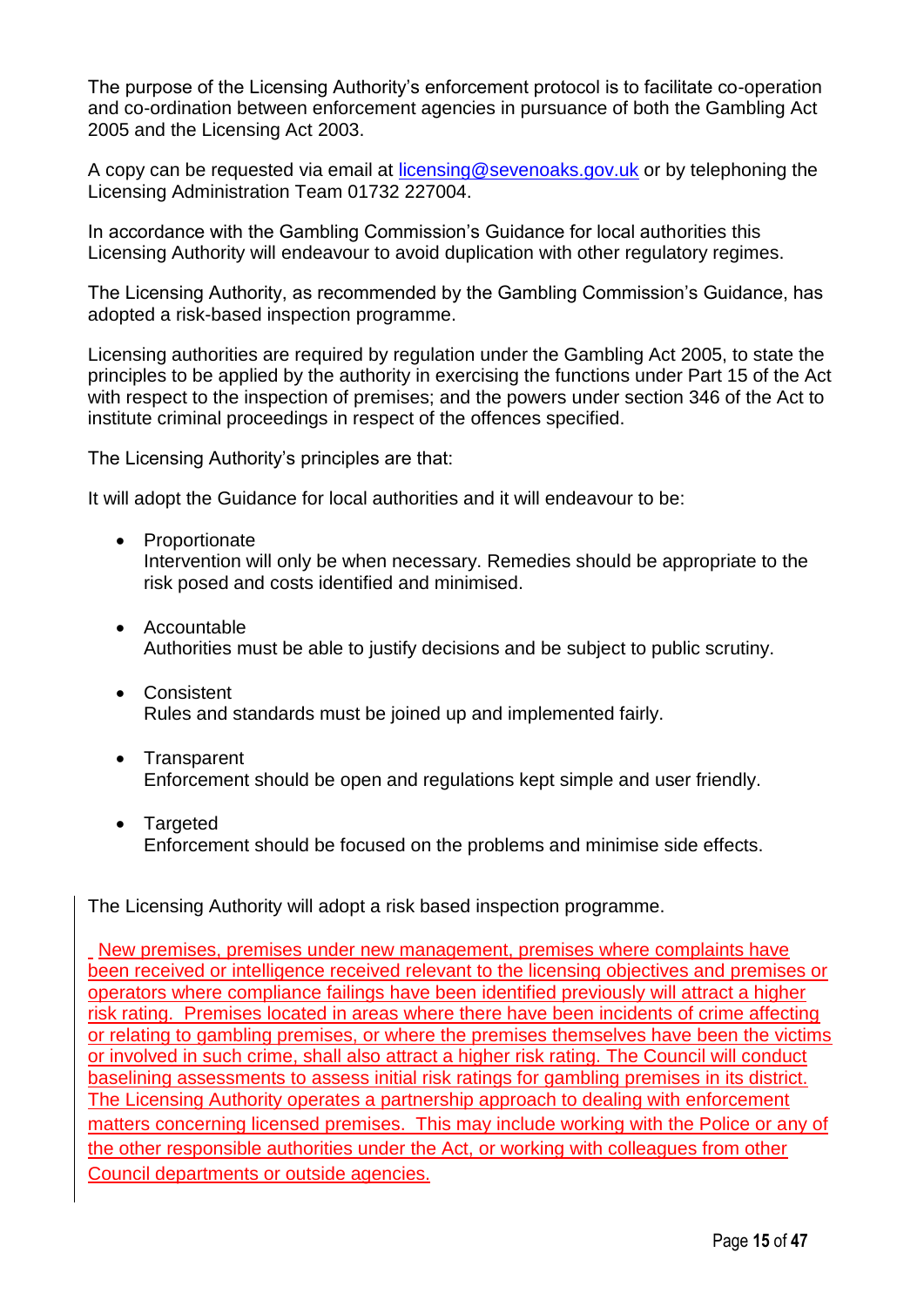The purpose of the Licensing Authority's enforcement protocol is to facilitate co-operation and co-ordination between enforcement agencies in pursuance of both the Gambling Act 2005 and the Licensing Act 2003.

A copy can be requested via email at licensing@sevenoaks.gov.uk or by telephoning the Licensing Administration Team 01732 227004.

In accordance with the Gambling Commission's Guidance for local authorities this Licensing Authority will endeavour to avoid duplication with other regulatory regimes.

The Licensing Authority, as recommended by the Gambling Commission's Guidance, has adopted a risk-based inspection programme.

Licensing authorities are required by regulation under the Gambling Act 2005, to state the principles to be applied by the authority in exercising the functions under Part 15 of the Act with respect to the inspection of premises; and the powers under section 346 of the Act to institute criminal proceedings in respect of the offences specified.

The Licensing Authority's principles are that:

It will adopt the Guidance for local authorities and it will endeavour to be:

- Proportionate
  Intervention will only be when necessary. Remedies should be appropriate to the risk posed and costs identified and minimised.

- Accountable
  Authorities must be able to justify decisions and be subject to public scrutiny.

- Consistent
  Rules and standards must be joined up and implemented fairly.

- Transparent
  Enforcement should be open and regulations kept simple and user friendly.

- Targeted
  Enforcement should be focused on the problems and minimise side effects.

The Licensing Authority will adopt a risk based inspection programme.

New premises, premises under new management, premises where complaints have been received or intelligence received relevant to the licensing objectives and premises or operators where compliance failings have been identified previously will attract a higher risk rating. Premises located in areas where there have been incidents of crime affecting or relating to gambling premises, or where the premises themselves have been the victims or involved in such crime, shall also attract a higher risk rating. The Council will conduct baselining assessments to assess initial risk ratings for gambling premises in its district. The Licensing Authority operates a partnership approach to dealing with enforcement matters concerning licensed premises. This may include working with the Police or any of the other responsible authorities under the Act, or working with colleagues from other Council departments or outside agencies.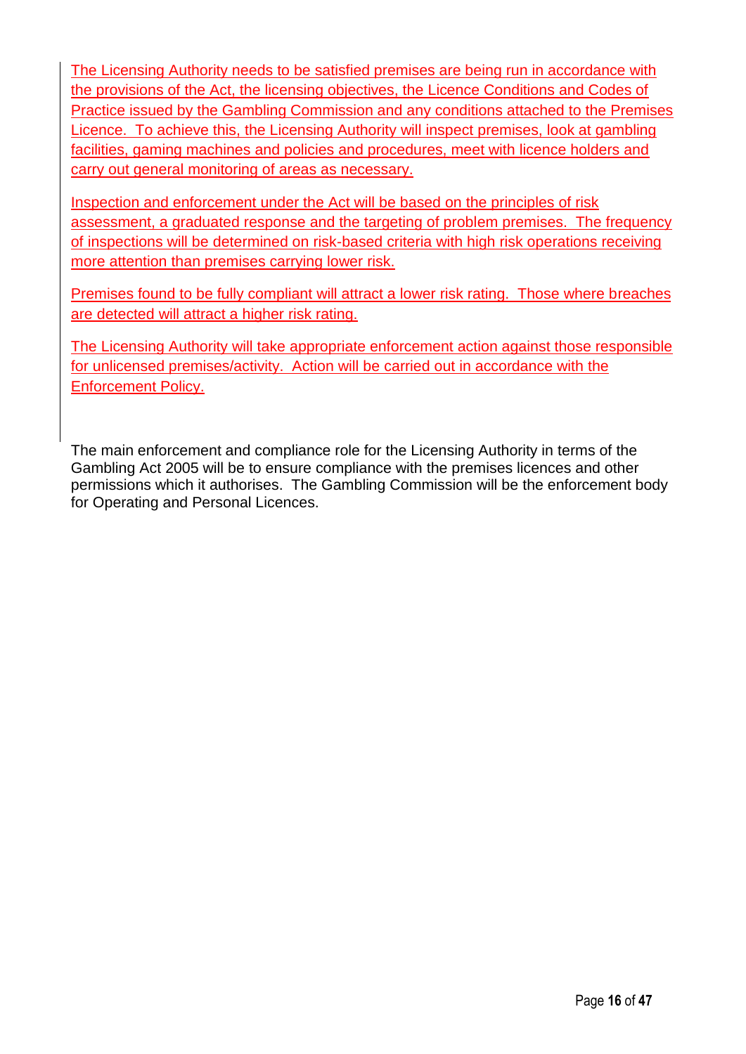The Licensing Authority needs to be satisfied premises are being run in accordance with the provisions of the Act, the licensing objectives, the Licence Conditions and Codes of Practice issued by the Gambling Commission and any conditions attached to the Premises Licence. To achieve this, the Licensing Authority will inspect premises, look at gambling facilities, gaming machines and policies and procedures, meet with licence holders and carry out general monitoring of areas as necessary.

Inspection and enforcement under the Act will be based on the principles of risk assessment, a graduated response and the targeting of problem premises. The frequency of inspections will be determined on risk-based criteria with high risk operations receiving more attention than premises carrying lower risk.

Premises found to be fully compliant will attract a lower risk rating. Those where breaches are detected will attract a higher risk rating.

The Licensing Authority will take appropriate enforcement action against those responsible for unlicensed premises/activity. Action will be carried out in accordance with the Enforcement Policy.

The main enforcement and compliance role for the Licensing Authority in terms of the Gambling Act 2005 will be to ensure compliance with the premises licences and other permissions which it authorises. The Gambling Commission will be the enforcement body for Operating and Personal Licences.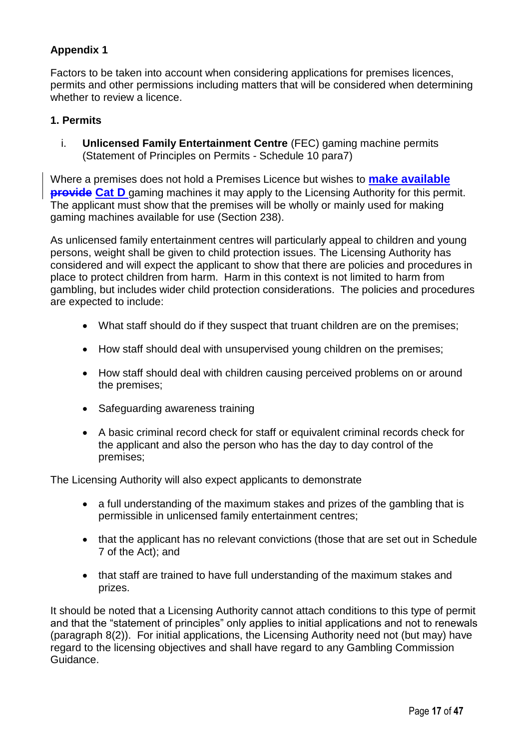**Appendix 1**

Factors to be taken into account when considering applications for premises licences, permits and other permissions including matters that will be considered when determining whether to review a licence.

**1. Permits**

i. **Unlicensed Family Entertainment Centre** (FEC) gaming machine permits (Statement of Principles on Permits - Schedule 10 para7)

Where a premises does not hold a Premises Licence but wishes to **make available** ~~**provide**~~ **Cat D** gaming machines it may apply to the Licensing Authority for this permit. The applicant must show that the premises will be wholly or mainly used for making gaming machines available for use (Section 238).

As unlicensed family entertainment centres will particularly appeal to children and young persons, weight shall be given to child protection issues. The Licensing Authority has considered and will expect the applicant to show that there are policies and procedures in place to protect children from harm. Harm in this context is not limited to harm from gambling, but includes wider child protection considerations. The policies and procedures are expected to include:

- What staff should do if they suspect that truant children are on the premises;
- How staff should deal with unsupervised young children on the premises;
- How staff should deal with children causing perceived problems on or around the premises;
- Safeguarding awareness training
- A basic criminal record check for staff or equivalent criminal records check for the applicant and also the person who has the day to day control of the premises;

The Licensing Authority will also expect applicants to demonstrate

- a full understanding of the maximum stakes and prizes of the gambling that is permissible in unlicensed family entertainment centres;
- that the applicant has no relevant convictions (those that are set out in Schedule 7 of the Act); and
- that staff are trained to have full understanding of the maximum stakes and prizes.

It should be noted that a Licensing Authority cannot attach conditions to this type of permit and that the "statement of principles" only applies to initial applications and not to renewals (paragraph 8(2)). For initial applications, the Licensing Authority need not (but may) have regard to the licensing objectives and shall have regard to any Gambling Commission Guidance.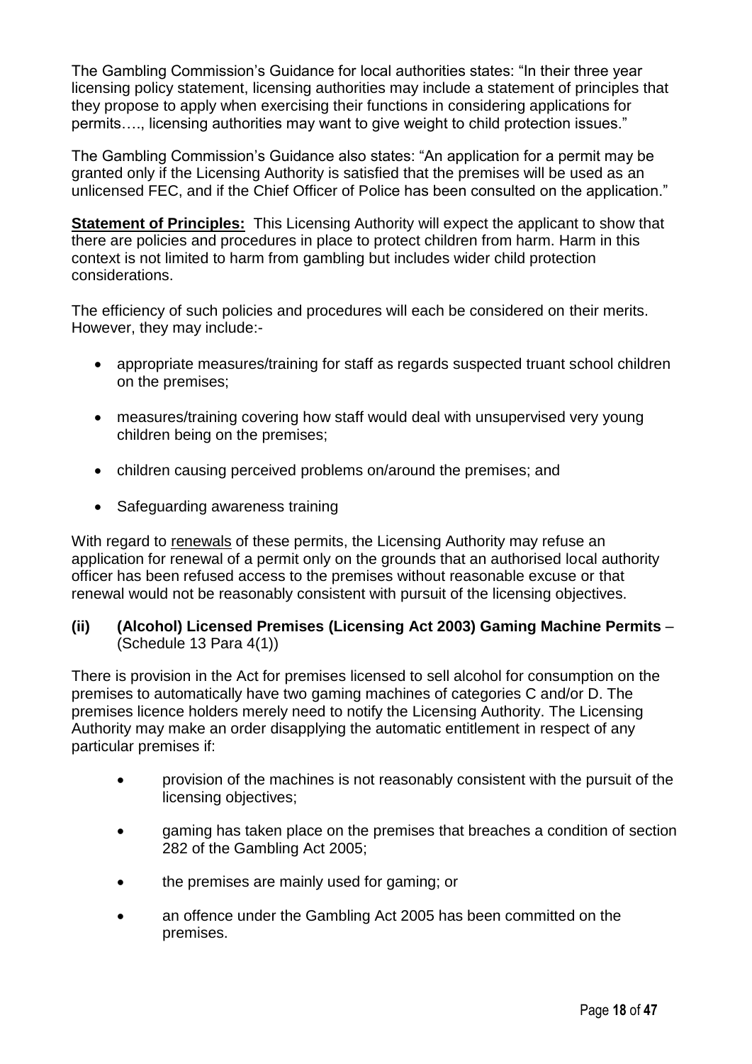The Gambling Commission's Guidance for local authorities states: "In their three year licensing policy statement, licensing authorities may include a statement of principles that they propose to apply when exercising their functions in considering applications for permits…., licensing authorities may want to give weight to child protection issues."

The Gambling Commission's Guidance also states: "An application for a permit may be granted only if the Licensing Authority is satisfied that the premises will be used as an unlicensed FEC, and if the Chief Officer of Police has been consulted on the application."

**Statement of Principles:** This Licensing Authority will expect the applicant to show that there are policies and procedures in place to protect children from harm. Harm in this context is not limited to harm from gambling but includes wider child protection considerations.

The efficiency of such policies and procedures will each be considered on their merits. However, they may include:-

- appropriate measures/training for staff as regards suspected truant school children on the premises;
- measures/training covering how staff would deal with unsupervised very young children being on the premises;
- children causing perceived problems on/around the premises; and
- Safeguarding awareness training

With regard to renewals of these permits, the Licensing Authority may refuse an application for renewal of a permit only on the grounds that an authorised local authority officer has been refused access to the premises without reasonable excuse or that renewal would not be reasonably consistent with pursuit of the licensing objectives.

**(ii) (Alcohol) Licensed Premises (Licensing Act 2003) Gaming Machine Permits** – (Schedule 13 Para 4(1))

There is provision in the Act for premises licensed to sell alcohol for consumption on the premises to automatically have two gaming machines of categories C and/or D. The premises licence holders merely need to notify the Licensing Authority. The Licensing Authority may make an order disapplying the automatic entitlement in respect of any particular premises if:

- provision of the machines is not reasonably consistent with the pursuit of the licensing objectives;
- gaming has taken place on the premises that breaches a condition of section 282 of the Gambling Act 2005;
- the premises are mainly used for gaming; or
- an offence under the Gambling Act 2005 has been committed on the premises.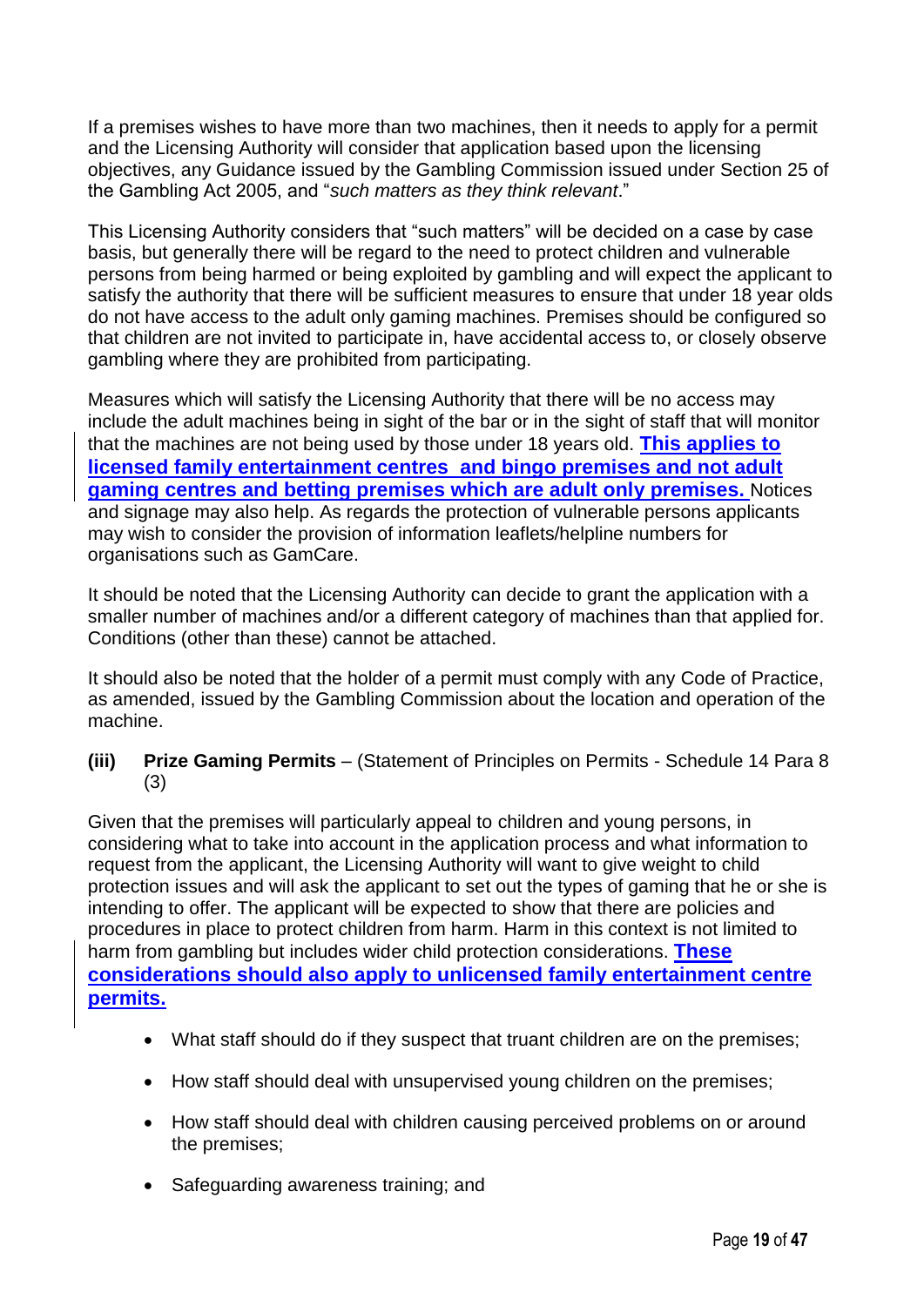If a premises wishes to have more than two machines, then it needs to apply for a permit and the Licensing Authority will consider that application based upon the licensing objectives, any Guidance issued by the Gambling Commission issued under Section 25 of the Gambling Act 2005, and "*such matters as they think relevant*."

This Licensing Authority considers that "such matters" will be decided on a case by case basis, but generally there will be regard to the need to protect children and vulnerable persons from being harmed or being exploited by gambling and will expect the applicant to satisfy the authority that there will be sufficient measures to ensure that under 18 year olds do not have access to the adult only gaming machines. Premises should be configured so that children are not invited to participate in, have accidental access to, or closely observe gambling where they are prohibited from participating.

Measures which will satisfy the Licensing Authority that there will be no access may include the adult machines being in sight of the bar or in the sight of staff that will monitor that the machines are not being used by those under 18 years old. **This applies to licensed family entertainment centres and bingo premises and not adult gaming centres and betting premises which are adult only premises.** Notices and signage may also help. As regards the protection of vulnerable persons applicants may wish to consider the provision of information leaflets/helpline numbers for organisations such as GamCare.

It should be noted that the Licensing Authority can decide to grant the application with a smaller number of machines and/or a different category of machines than that applied for. Conditions (other than these) cannot be attached.

It should also be noted that the holder of a permit must comply with any Code of Practice, as amended, issued by the Gambling Commission about the location and operation of the machine.

**(iii) Prize Gaming Permits** – (Statement of Principles on Permits - Schedule 14 Para 8 (3)

Given that the premises will particularly appeal to children and young persons, in considering what to take into account in the application process and what information to request from the applicant, the Licensing Authority will want to give weight to child protection issues and will ask the applicant to set out the types of gaming that he or she is intending to offer. The applicant will be expected to show that there are policies and procedures in place to protect children from harm. Harm in this context is not limited to harm from gambling but includes wider child protection considerations. **These considerations should also apply to unlicensed family entertainment centre permits.**

- What staff should do if they suspect that truant children are on the premises;
- How staff should deal with unsupervised young children on the premises;
- How staff should deal with children causing perceived problems on or around the premises;
- Safeguarding awareness training; and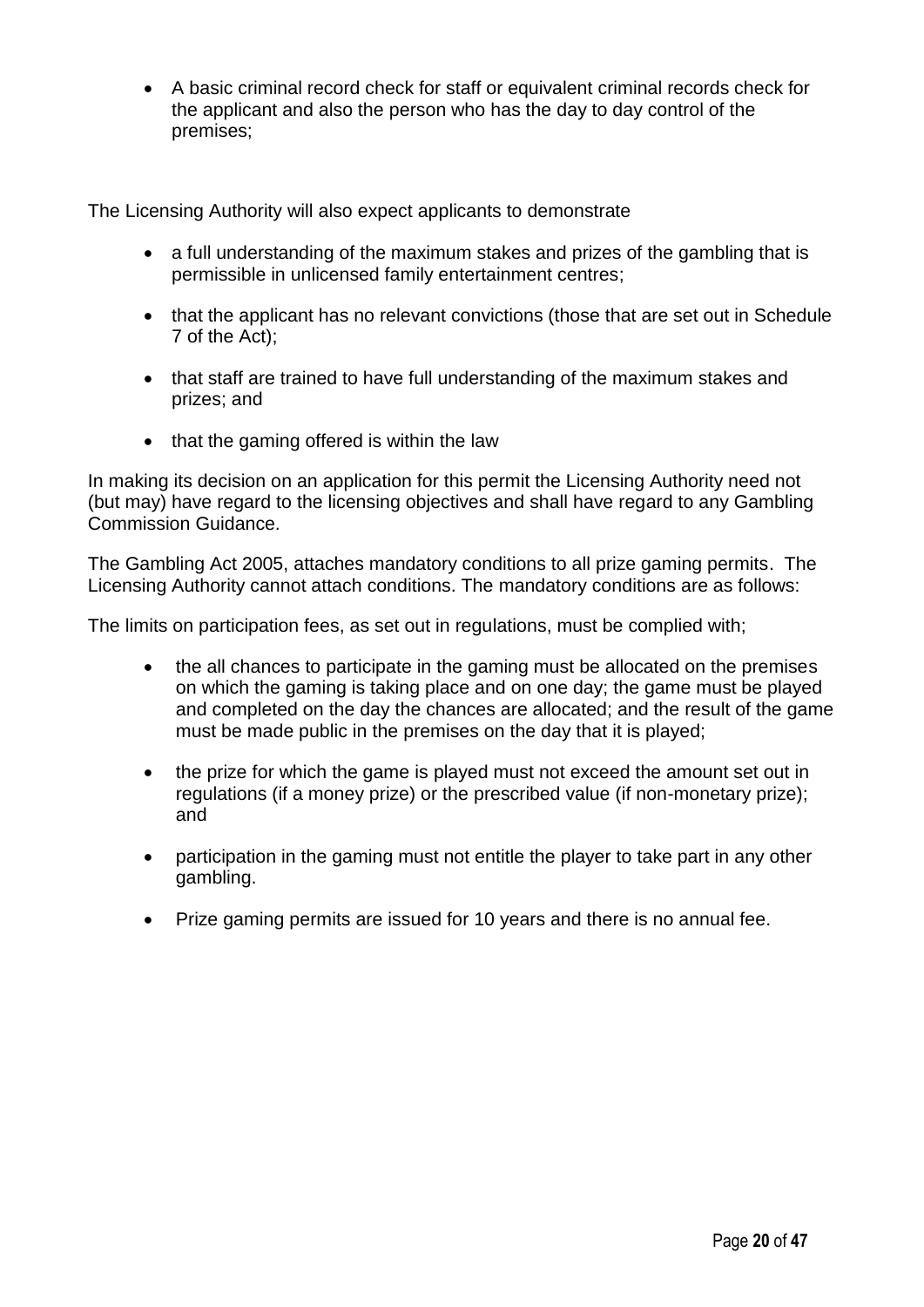- A basic criminal record check for staff or equivalent criminal records check for the applicant and also the person who has the day to day control of the premises;

The Licensing Authority will also expect applicants to demonstrate

- a full understanding of the maximum stakes and prizes of the gambling that is permissible in unlicensed family entertainment centres;
- that the applicant has no relevant convictions (those that are set out in Schedule 7 of the Act);
- that staff are trained to have full understanding of the maximum stakes and prizes; and
- that the gaming offered is within the law

In making its decision on an application for this permit the Licensing Authority need not (but may) have regard to the licensing objectives and shall have regard to any Gambling Commission Guidance.

The Gambling Act 2005, attaches mandatory conditions to all prize gaming permits. The Licensing Authority cannot attach conditions. The mandatory conditions are as follows:

The limits on participation fees, as set out in regulations, must be complied with;

- the all chances to participate in the gaming must be allocated on the premises on which the gaming is taking place and on one day; the game must be played and completed on the day the chances are allocated; and the result of the game must be made public in the premises on the day that it is played;
- the prize for which the game is played must not exceed the amount set out in regulations (if a money prize) or the prescribed value (if non-monetary prize); and
- participation in the gaming must not entitle the player to take part in any other gambling.
- Prize gaming permits are issued for 10 years and there is no annual fee.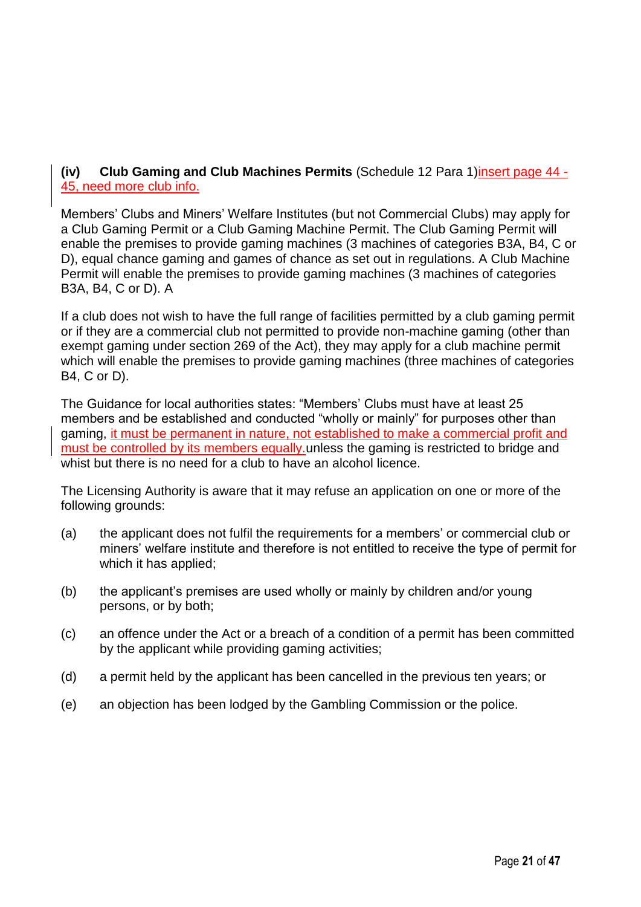**(iv) Club Gaming and Club Machines Permits** (Schedule 12 Para 1)insert page 44 - 45, need more club info.

Members' Clubs and Miners' Welfare Institutes (but not Commercial Clubs) may apply for a Club Gaming Permit or a Club Gaming Machine Permit. The Club Gaming Permit will enable the premises to provide gaming machines (3 machines of categories B3A, B4, C or D), equal chance gaming and games of chance as set out in regulations. A Club Machine Permit will enable the premises to provide gaming machines (3 machines of categories B3A, B4, C or D). A

If a club does not wish to have the full range of facilities permitted by a club gaming permit or if they are a commercial club not permitted to provide non-machine gaming (other than exempt gaming under section 269 of the Act), they may apply for a club machine permit which will enable the premises to provide gaming machines (three machines of categories B4, C or D).

The Guidance for local authorities states: "Members' Clubs must have at least 25 members and be established and conducted "wholly or mainly" for purposes other than gaming, it must be permanent in nature, not established to make a commercial profit and must be controlled by its members equally.unless the gaming is restricted to bridge and whist but there is no need for a club to have an alcohol licence.

The Licensing Authority is aware that it may refuse an application on one or more of the following grounds:

(a) the applicant does not fulfil the requirements for a members' or commercial club or miners' welfare institute and therefore is not entitled to receive the type of permit for which it has applied;

(b) the applicant's premises are used wholly or mainly by children and/or young persons, or by both;

(c) an offence under the Act or a breach of a condition of a permit has been committed by the applicant while providing gaming activities;

(d) a permit held by the applicant has been cancelled in the previous ten years; or

(e) an objection has been lodged by the Gambling Commission or the police.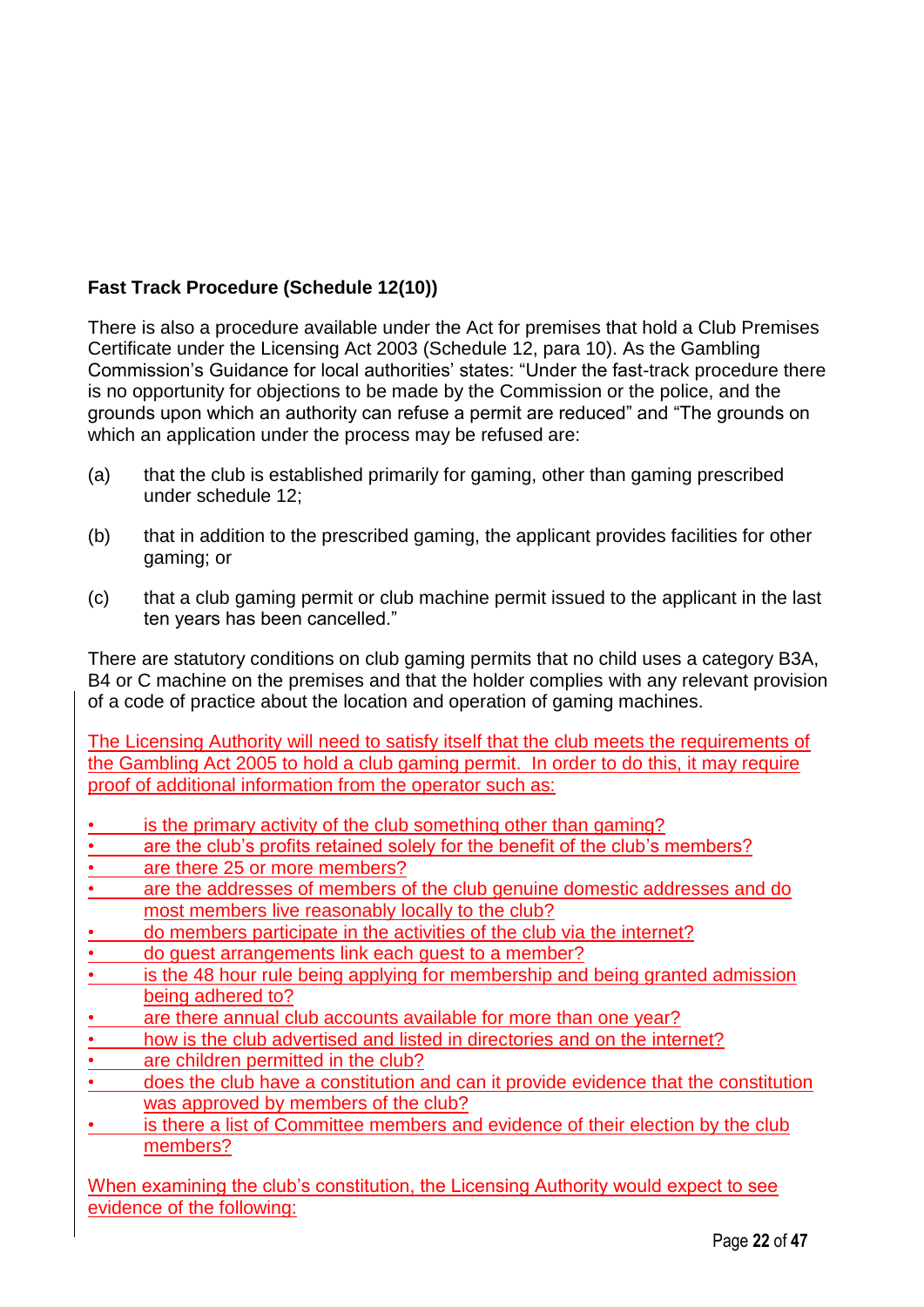**Fast Track Procedure (Schedule 12(10))**

There is also a procedure available under the Act for premises that hold a Club Premises Certificate under the Licensing Act 2003 (Schedule 12, para 10). As the Gambling Commission's Guidance for local authorities' states: "Under the fast-track procedure there is no opportunity for objections to be made by the Commission or the police, and the grounds upon which an authority can refuse a permit are reduced" and "The grounds on which an application under the process may be refused are:

(a) that the club is established primarily for gaming, other than gaming prescribed under schedule 12;

(b) that in addition to the prescribed gaming, the applicant provides facilities for other gaming; or

(c) that a club gaming permit or club machine permit issued to the applicant in the last ten years has been cancelled."

There are statutory conditions on club gaming permits that no child uses a category B3A, B4 or C machine on the premises and that the holder complies with any relevant provision of a code of practice about the location and operation of gaming machines.

The Licensing Authority will need to satisfy itself that the club meets the requirements of the Gambling Act 2005 to hold a club gaming permit. In order to do this, it may require proof of additional information from the operator such as:

- is the primary activity of the club something other than gaming?
- are the club's profits retained solely for the benefit of the club's members?
- are there 25 or more members?
- are the addresses of members of the club genuine domestic addresses and do most members live reasonably locally to the club?
- do members participate in the activities of the club via the internet?
- do guest arrangements link each guest to a member?
- is the 48 hour rule being applying for membership and being granted admission being adhered to?
- are there annual club accounts available for more than one year?
- how is the club advertised and listed in directories and on the internet?
- are children permitted in the club?
- does the club have a constitution and can it provide evidence that the constitution was approved by members of the club?
- is there a list of Committee members and evidence of their election by the club members?

When examining the club's constitution, the Licensing Authority would expect to see evidence of the following: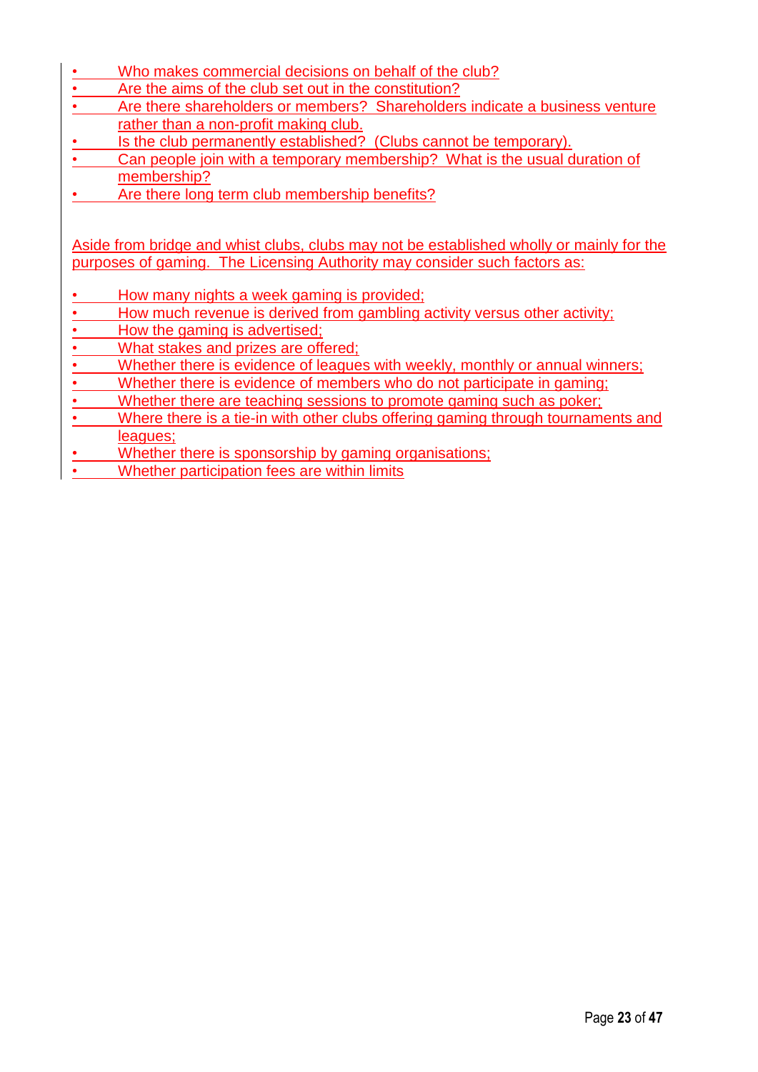- Who makes commercial decisions on behalf of the club?
- Are the aims of the club set out in the constitution?
- Are there shareholders or members? Shareholders indicate a business venture rather than a non-profit making club.
- Is the club permanently established? (Clubs cannot be temporary).
- Can people join with a temporary membership? What is the usual duration of membership?
- Are there long term club membership benefits?

Aside from bridge and whist clubs, clubs may not be established wholly or mainly for the purposes of gaming. The Licensing Authority may consider such factors as:

- How many nights a week gaming is provided;
- How much revenue is derived from gambling activity versus other activity;
- How the gaming is advertised;
- What stakes and prizes are offered;
- Whether there is evidence of leagues with weekly, monthly or annual winners;
- Whether there is evidence of members who do not participate in gaming;
- Whether there are teaching sessions to promote gaming such as poker;
- Where there is a tie-in with other clubs offering gaming through tournaments and leagues;
- Whether there is sponsorship by gaming organisations;
- Whether participation fees are within limits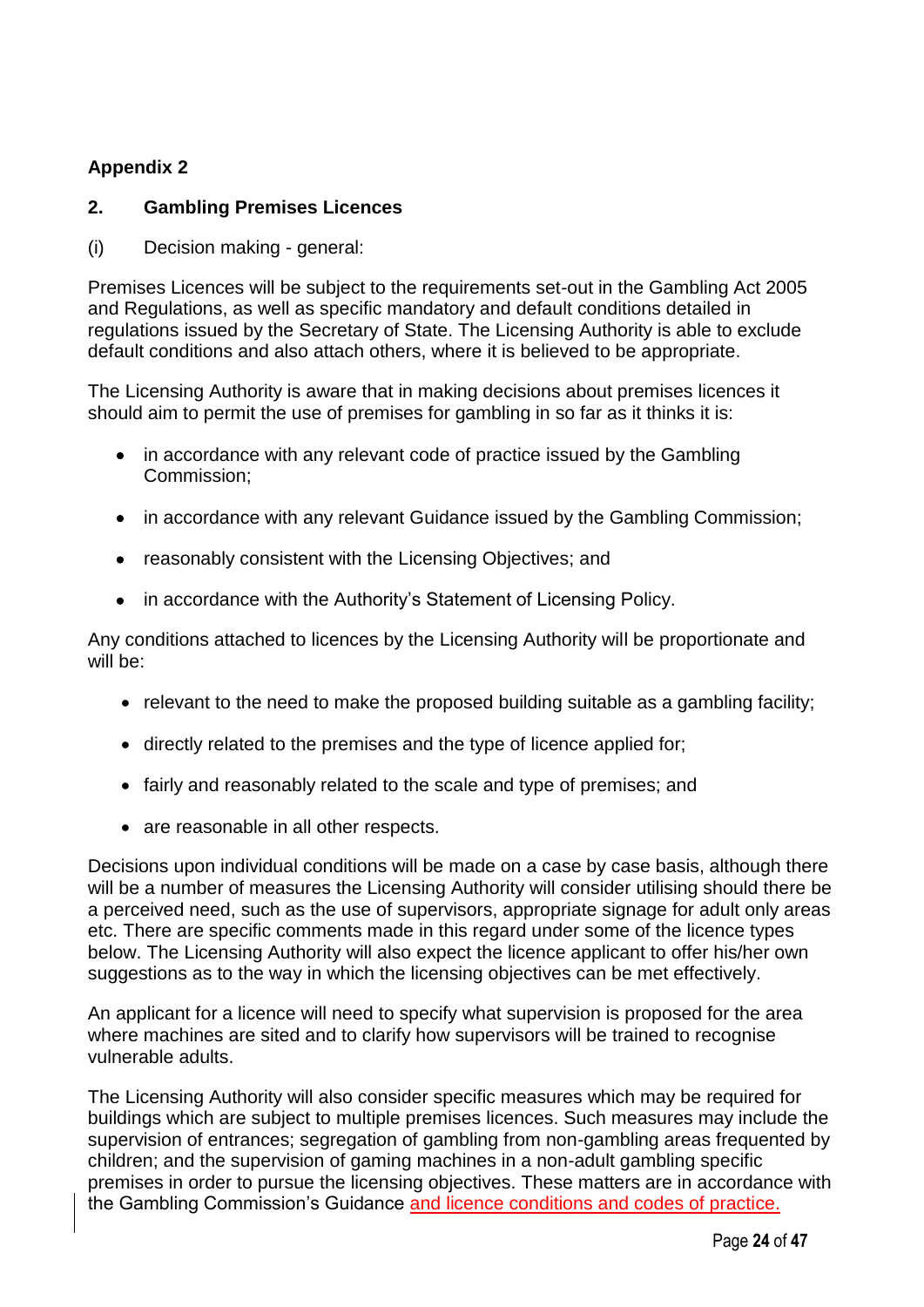**Appendix 2**

## 2. Gambling Premises Licences

(i) Decision making - general:

Premises Licences will be subject to the requirements set-out in the Gambling Act 2005 and Regulations, as well as specific mandatory and default conditions detailed in regulations issued by the Secretary of State. The Licensing Authority is able to exclude default conditions and also attach others, where it is believed to be appropriate.

The Licensing Authority is aware that in making decisions about premises licences it should aim to permit the use of premises for gambling in so far as it thinks it is:

- in accordance with any relevant code of practice issued by the Gambling Commission;
- in accordance with any relevant Guidance issued by the Gambling Commission;
- reasonably consistent with the Licensing Objectives; and
- in accordance with the Authority's Statement of Licensing Policy.

Any conditions attached to licences by the Licensing Authority will be proportionate and will be:

- relevant to the need to make the proposed building suitable as a gambling facility;
- directly related to the premises and the type of licence applied for;
- fairly and reasonably related to the scale and type of premises; and
- are reasonable in all other respects.

Decisions upon individual conditions will be made on a case by case basis, although there will be a number of measures the Licensing Authority will consider utilising should there be a perceived need, such as the use of supervisors, appropriate signage for adult only areas etc. There are specific comments made in this regard under some of the licence types below. The Licensing Authority will also expect the licence applicant to offer his/her own suggestions as to the way in which the licensing objectives can be met effectively.

An applicant for a licence will need to specify what supervision is proposed for the area where machines are sited and to clarify how supervisors will be trained to recognise vulnerable adults.

The Licensing Authority will also consider specific measures which may be required for buildings which are subject to multiple premises licences. Such measures may include the supervision of entrances; segregation of gambling from non-gambling areas frequented by children; and the supervision of gaming machines in a non-adult gambling specific premises in order to pursue the licensing objectives. These matters are in accordance with the Gambling Commission's Guidance and licence conditions and codes of practice.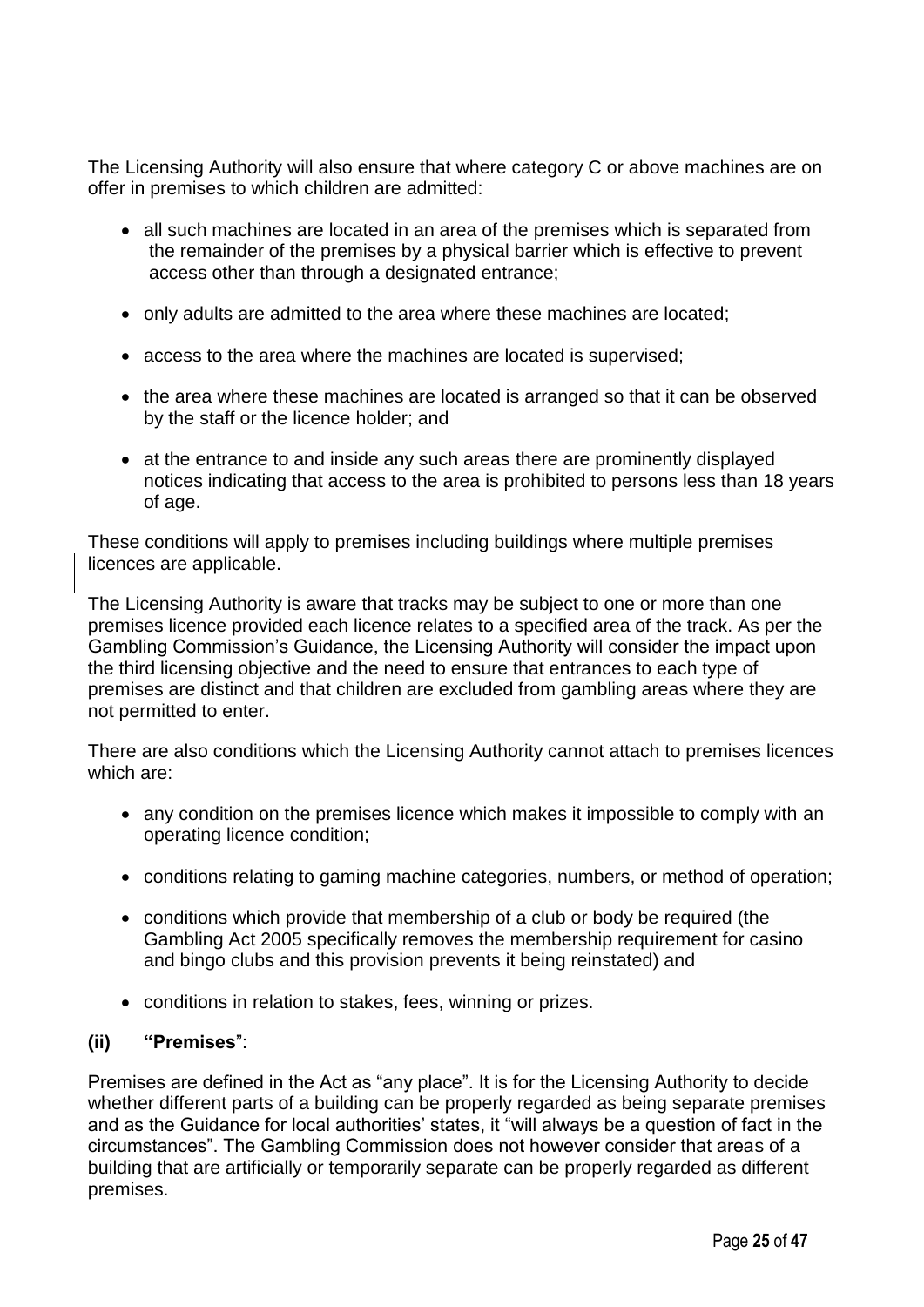The Licensing Authority will also ensure that where category C or above machines are on offer in premises to which children are admitted:

- all such machines are located in an area of the premises which is separated from the remainder of the premises by a physical barrier which is effective to prevent access other than through a designated entrance;
- only adults are admitted to the area where these machines are located;
- access to the area where the machines are located is supervised;
- the area where these machines are located is arranged so that it can be observed by the staff or the licence holder; and
- at the entrance to and inside any such areas there are prominently displayed notices indicating that access to the area is prohibited to persons less than 18 years of age.

These conditions will apply to premises including buildings where multiple premises licences are applicable.

The Licensing Authority is aware that tracks may be subject to one or more than one premises licence provided each licence relates to a specified area of the track. As per the Gambling Commission's Guidance, the Licensing Authority will consider the impact upon the third licensing objective and the need to ensure that entrances to each type of premises are distinct and that children are excluded from gambling areas where they are not permitted to enter.

There are also conditions which the Licensing Authority cannot attach to premises licences which are:

- any condition on the premises licence which makes it impossible to comply with an operating licence condition;
- conditions relating to gaming machine categories, numbers, or method of operation;
- conditions which provide that membership of a club or body be required (the Gambling Act 2005 specifically removes the membership requirement for casino and bingo clubs and this provision prevents it being reinstated) and
- conditions in relation to stakes, fees, winning or prizes.

**(ii) "Premises"**:

Premises are defined in the Act as "any place". It is for the Licensing Authority to decide whether different parts of a building can be properly regarded as being separate premises and as the Guidance for local authorities' states, it "will always be a question of fact in the circumstances". The Gambling Commission does not however consider that areas of a building that are artificially or temporarily separate can be properly regarded as different premises.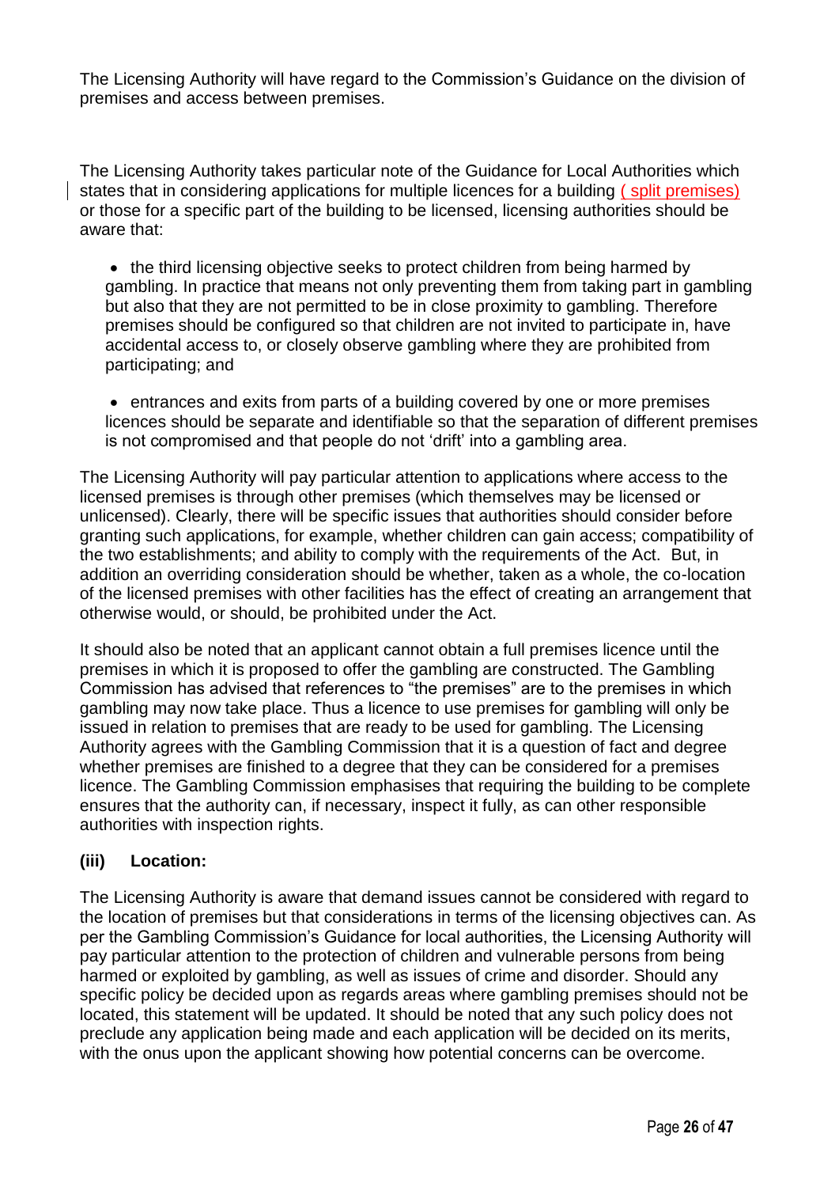The Licensing Authority will have regard to the Commission's Guidance on the division of premises and access between premises.

The Licensing Authority takes particular note of the Guidance for Local Authorities which states that in considering applications for multiple licences for a building ( split premises) or those for a specific part of the building to be licensed, licensing authorities should be aware that:

- the third licensing objective seeks to protect children from being harmed by gambling. In practice that means not only preventing them from taking part in gambling but also that they are not permitted to be in close proximity to gambling. Therefore premises should be configured so that children are not invited to participate in, have accidental access to, or closely observe gambling where they are prohibited from participating; and

- entrances and exits from parts of a building covered by one or more premises licences should be separate and identifiable so that the separation of different premises is not compromised and that people do not 'drift' into a gambling area.

The Licensing Authority will pay particular attention to applications where access to the licensed premises is through other premises (which themselves may be licensed or unlicensed). Clearly, there will be specific issues that authorities should consider before granting such applications, for example, whether children can gain access; compatibility of the two establishments; and ability to comply with the requirements of the Act. But, in addition an overriding consideration should be whether, taken as a whole, the co-location of the licensed premises with other facilities has the effect of creating an arrangement that otherwise would, or should, be prohibited under the Act.

It should also be noted that an applicant cannot obtain a full premises licence until the premises in which it is proposed to offer the gambling are constructed. The Gambling Commission has advised that references to "the premises" are to the premises in which gambling may now take place. Thus a licence to use premises for gambling will only be issued in relation to premises that are ready to be used for gambling. The Licensing Authority agrees with the Gambling Commission that it is a question of fact and degree whether premises are finished to a degree that they can be considered for a premises licence. The Gambling Commission emphasises that requiring the building to be complete ensures that the authority can, if necessary, inspect it fully, as can other responsible authorities with inspection rights.

**(iii) Location:**

The Licensing Authority is aware that demand issues cannot be considered with regard to the location of premises but that considerations in terms of the licensing objectives can. As per the Gambling Commission's Guidance for local authorities, the Licensing Authority will pay particular attention to the protection of children and vulnerable persons from being harmed or exploited by gambling, as well as issues of crime and disorder. Should any specific policy be decided upon as regards areas where gambling premises should not be located, this statement will be updated. It should be noted that any such policy does not preclude any application being made and each application will be decided on its merits, with the onus upon the applicant showing how potential concerns can be overcome.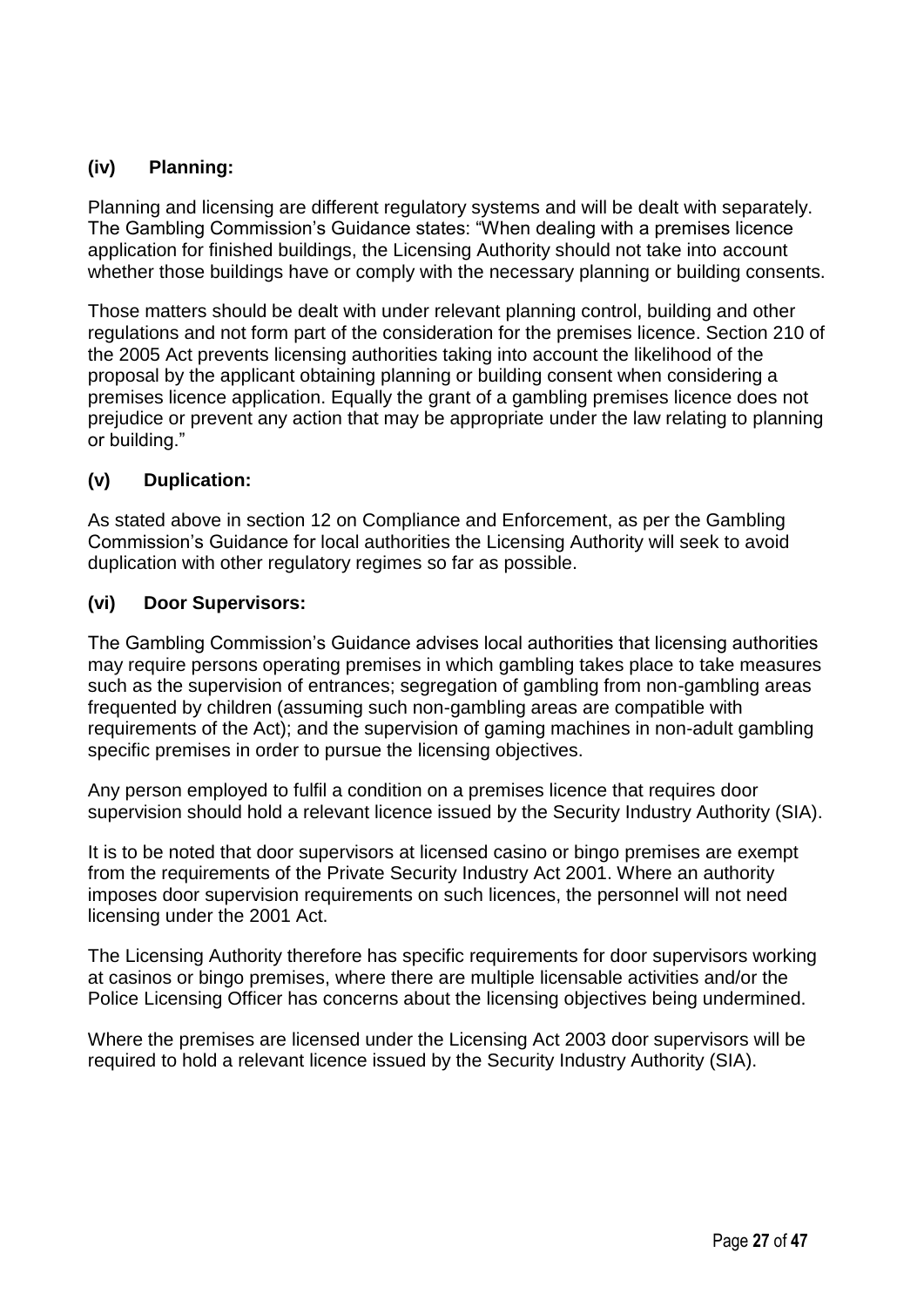### (iv) Planning:

Planning and licensing are different regulatory systems and will be dealt with separately. The Gambling Commission's Guidance states: "When dealing with a premises licence application for finished buildings, the Licensing Authority should not take into account whether those buildings have or comply with the necessary planning or building consents.

Those matters should be dealt with under relevant planning control, building and other regulations and not form part of the consideration for the premises licence. Section 210 of the 2005 Act prevents licensing authorities taking into account the likelihood of the proposal by the applicant obtaining planning or building consent when considering a premises licence application. Equally the grant of a gambling premises licence does not prejudice or prevent any action that may be appropriate under the law relating to planning or building."

### (v) Duplication:

As stated above in section 12 on Compliance and Enforcement, as per the Gambling Commission's Guidance for local authorities the Licensing Authority will seek to avoid duplication with other regulatory regimes so far as possible.

### (vi) Door Supervisors:

The Gambling Commission's Guidance advises local authorities that licensing authorities may require persons operating premises in which gambling takes place to take measures such as the supervision of entrances; segregation of gambling from non-gambling areas frequented by children (assuming such non-gambling areas are compatible with requirements of the Act); and the supervision of gaming machines in non-adult gambling specific premises in order to pursue the licensing objectives.

Any person employed to fulfil a condition on a premises licence that requires door supervision should hold a relevant licence issued by the Security Industry Authority (SIA).

It is to be noted that door supervisors at licensed casino or bingo premises are exempt from the requirements of the Private Security Industry Act 2001. Where an authority imposes door supervision requirements on such licences, the personnel will not need licensing under the 2001 Act.

The Licensing Authority therefore has specific requirements for door supervisors working at casinos or bingo premises, where there are multiple licensable activities and/or the Police Licensing Officer has concerns about the licensing objectives being undermined.

Where the premises are licensed under the Licensing Act 2003 door supervisors will be required to hold a relevant licence issued by the Security Industry Authority (SIA).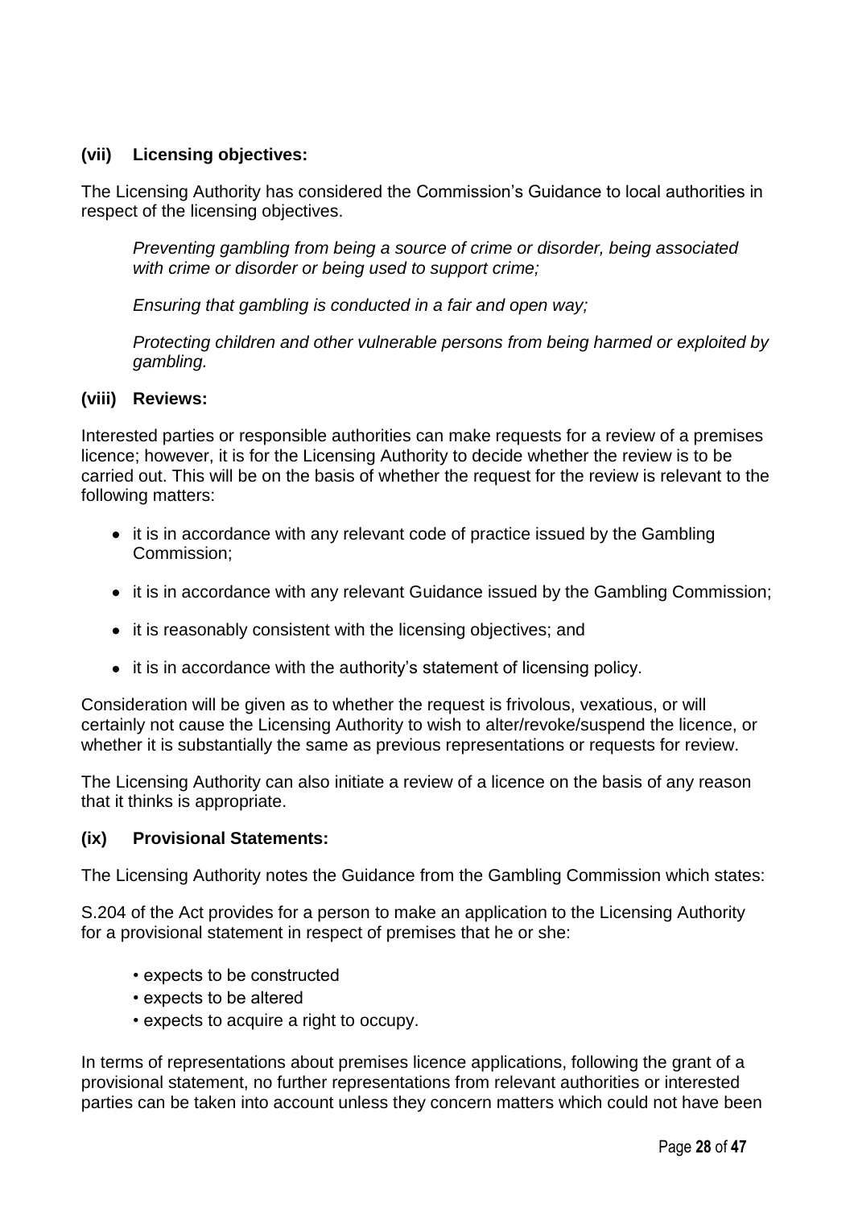### (vii) Licensing objectives:

The Licensing Authority has considered the Commission's Guidance to local authorities in respect of the licensing objectives.

> *Preventing gambling from being a source of crime or disorder, being associated with crime or disorder or being used to support crime;*
>
> *Ensuring that gambling is conducted in a fair and open way;*
>
> *Protecting children and other vulnerable persons from being harmed or exploited by gambling.*

### (viii) Reviews:

Interested parties or responsible authorities can make requests for a review of a premises licence; however, it is for the Licensing Authority to decide whether the review is to be carried out. This will be on the basis of whether the request for the review is relevant to the following matters:

- it is in accordance with any relevant code of practice issued by the Gambling Commission;
- it is in accordance with any relevant Guidance issued by the Gambling Commission;
- it is reasonably consistent with the licensing objectives; and
- it is in accordance with the authority's statement of licensing policy.

Consideration will be given as to whether the request is frivolous, vexatious, or will certainly not cause the Licensing Authority to wish to alter/revoke/suspend the licence, or whether it is substantially the same as previous representations or requests for review.

The Licensing Authority can also initiate a review of a licence on the basis of any reason that it thinks is appropriate.

### (ix) Provisional Statements:

The Licensing Authority notes the Guidance from the Gambling Commission which states:

S.204 of the Act provides for a person to make an application to the Licensing Authority for a provisional statement in respect of premises that he or she:

- expects to be constructed
- expects to be altered
- expects to acquire a right to occupy.

In terms of representations about premises licence applications, following the grant of a provisional statement, no further representations from relevant authorities or interested parties can be taken into account unless they concern matters which could not have been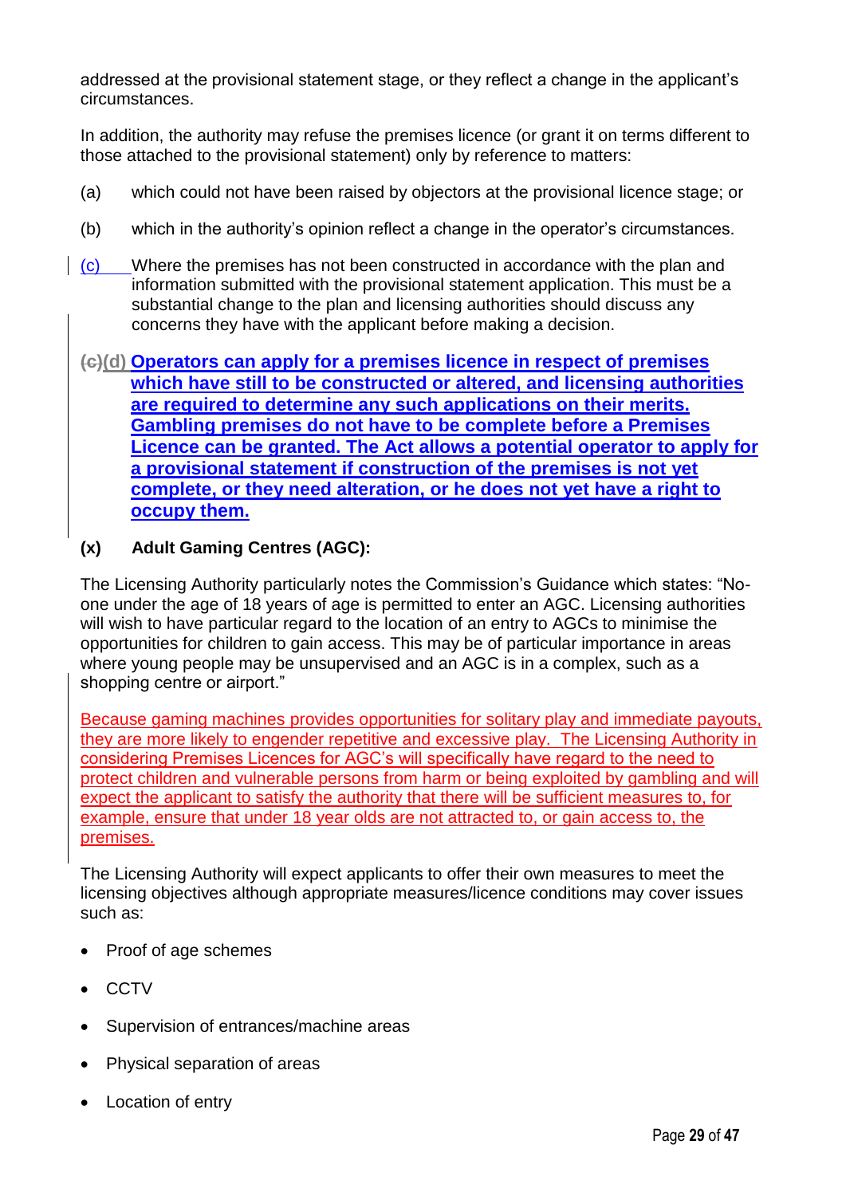addressed at the provisional statement stage, or they reflect a change in the applicant's circumstances.

In addition, the authority may refuse the premises licence (or grant it on terms different to those attached to the provisional statement) only by reference to matters:

(a) which could not have been raised by objectors at the provisional licence stage; or

(b) which in the authority's opinion reflect a change in the operator's circumstances.

(c) Where the premises has not been constructed in accordance with the plan and information submitted with the provisional statement application. This must be a substantial change to the plan and licensing authorities should discuss any concerns they have with the applicant before making a decision.

~~(c)~~**(d) Operators can apply for a premises licence in respect of premises which have still to be constructed or altered, and licensing authorities are required to determine any such applications on their merits. Gambling premises do not have to be complete before a Premises Licence can be granted. The Act allows a potential operator to apply for a provisional statement if construction of the premises is not yet complete, or they need alteration, or he does not yet have a right to occupy them.**

**(x) Adult Gaming Centres (AGC):**

The Licensing Authority particularly notes the Commission's Guidance which states: "No-one under the age of 18 years of age is permitted to enter an AGC. Licensing authorities will wish to have particular regard to the location of an entry to AGCs to minimise the opportunities for children to gain access. This may be of particular importance in areas where young people may be unsupervised and an AGC is in a complex, such as a shopping centre or airport."

Because gaming machines provides opportunities for solitary play and immediate payouts, they are more likely to engender repetitive and excessive play. The Licensing Authority in considering Premises Licences for AGC's will specifically have regard to the need to protect children and vulnerable persons from harm or being exploited by gambling and will expect the applicant to satisfy the authority that there will be sufficient measures to, for example, ensure that under 18 year olds are not attracted to, or gain access to, the premises.

The Licensing Authority will expect applicants to offer their own measures to meet the licensing objectives although appropriate measures/licence conditions may cover issues such as:

- Proof of age schemes
- CCTV
- Supervision of entrances/machine areas
- Physical separation of areas
- Location of entry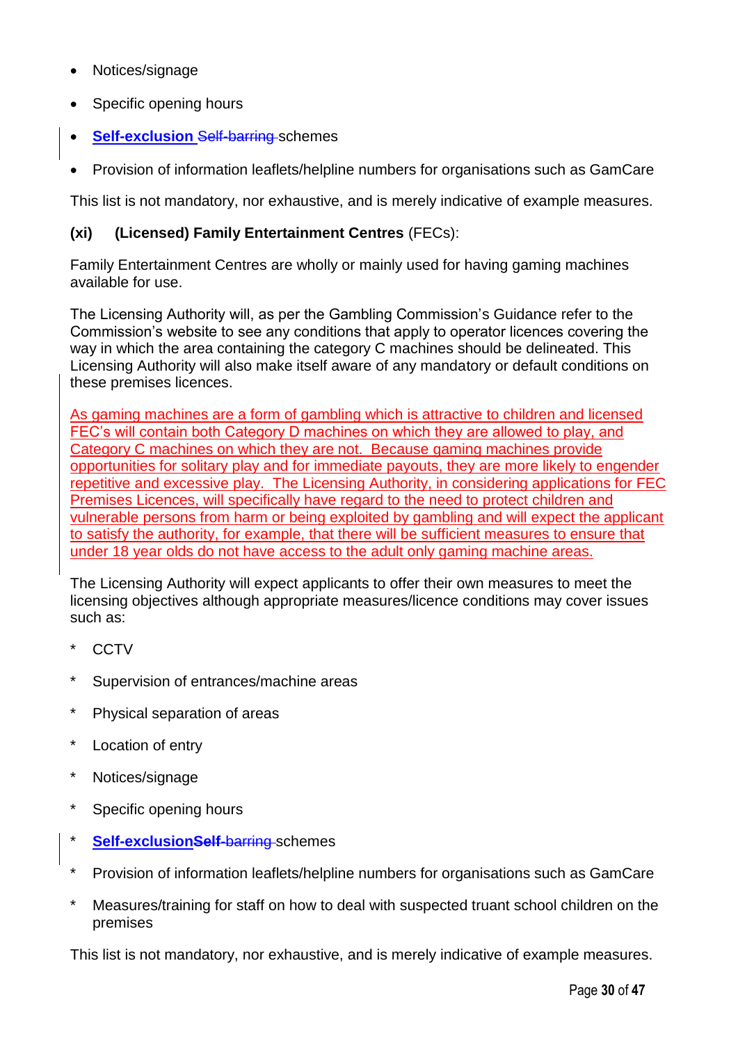- Notices/signage
- Specific opening hours
- **Self-exclusion** ~~Self-barring~~ schemes
- Provision of information leaflets/helpline numbers for organisations such as GamCare

This list is not mandatory, nor exhaustive, and is merely indicative of example measures.

**(xi) (Licensed) Family Entertainment Centres** (FECs):

Family Entertainment Centres are wholly or mainly used for having gaming machines available for use.

The Licensing Authority will, as per the Gambling Commission's Guidance refer to the Commission's website to see any conditions that apply to operator licences covering the way in which the area containing the category C machines should be delineated. This Licensing Authority will also make itself aware of any mandatory or default conditions on these premises licences.

As gaming machines are a form of gambling which is attractive to children and licensed FEC's will contain both Category D machines on which they are allowed to play, and Category C machines on which they are not. Because gaming machines provide opportunities for solitary play and for immediate payouts, they are more likely to engender repetitive and excessive play. The Licensing Authority, in considering applications for FEC Premises Licences, will specifically have regard to the need to protect children and vulnerable persons from harm or being exploited by gambling and will expect the applicant to satisfy the authority, for example, that there will be sufficient measures to ensure that under 18 year olds do not have access to the adult only gaming machine areas.

The Licensing Authority will expect applicants to offer their own measures to meet the licensing objectives although appropriate measures/licence conditions may cover issues such as:

* CCTV
* Supervision of entrances/machine areas
* Physical separation of areas
* Location of entry
* Notices/signage
* Specific opening hours
* **Self-exclusion**~~Self-barring~~ schemes
* Provision of information leaflets/helpline numbers for organisations such as GamCare
* Measures/training for staff on how to deal with suspected truant school children on the premises

This list is not mandatory, nor exhaustive, and is merely indicative of example measures.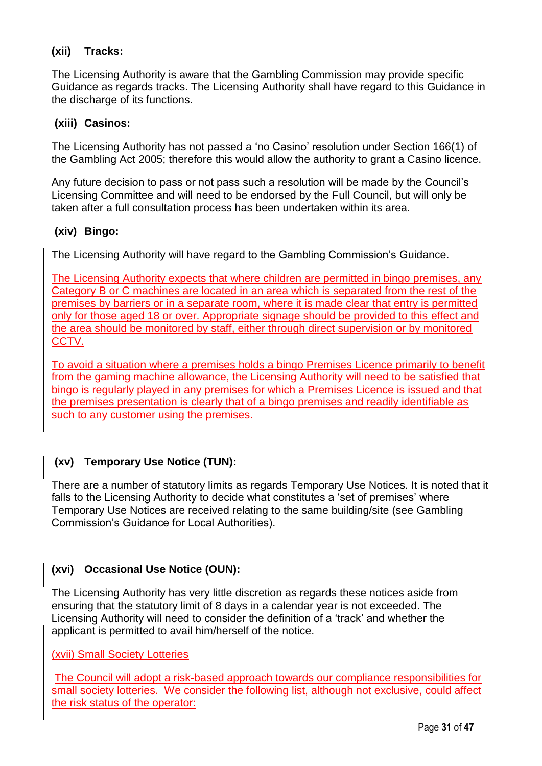### (xii) Tracks:

The Licensing Authority is aware that the Gambling Commission may provide specific Guidance as regards tracks. The Licensing Authority shall have regard to this Guidance in the discharge of its functions.

### (xiii) Casinos:

The Licensing Authority has not passed a 'no Casino' resolution under Section 166(1) of the Gambling Act 2005; therefore this would allow the authority to grant a Casino licence.

Any future decision to pass or not pass such a resolution will be made by the Council's Licensing Committee and will need to be endorsed by the Full Council, but will only be taken after a full consultation process has been undertaken within its area.

### (xiv) Bingo:

The Licensing Authority will have regard to the Gambling Commission's Guidance.

The Licensing Authority expects that where children are permitted in bingo premises, any Category B or C machines are located in an area which is separated from the rest of the premises by barriers or in a separate room, where it is made clear that entry is permitted only for those aged 18 or over. Appropriate signage should be provided to this effect and the area should be monitored by staff, either through direct supervision or by monitored CCTV.

To avoid a situation where a premises holds a bingo Premises Licence primarily to benefit from the gaming machine allowance, the Licensing Authority will need to be satisfied that bingo is regularly played in any premises for which a Premises Licence is issued and that the premises presentation is clearly that of a bingo premises and readily identifiable as such to any customer using the premises.

### (xv) Temporary Use Notice (TUN):

There are a number of statutory limits as regards Temporary Use Notices. It is noted that it falls to the Licensing Authority to decide what constitutes a 'set of premises' where Temporary Use Notices are received relating to the same building/site (see Gambling Commission's Guidance for Local Authorities).

### (xvi) Occasional Use Notice (OUN):

The Licensing Authority has very little discretion as regards these notices aside from ensuring that the statutory limit of 8 days in a calendar year is not exceeded. The Licensing Authority will need to consider the definition of a 'track' and whether the applicant is permitted to avail him/herself of the notice.

### (xvii) Small Society Lotteries

The Council will adopt a risk-based approach towards our compliance responsibilities for small society lotteries. We consider the following list, although not exclusive, could affect the risk status of the operator: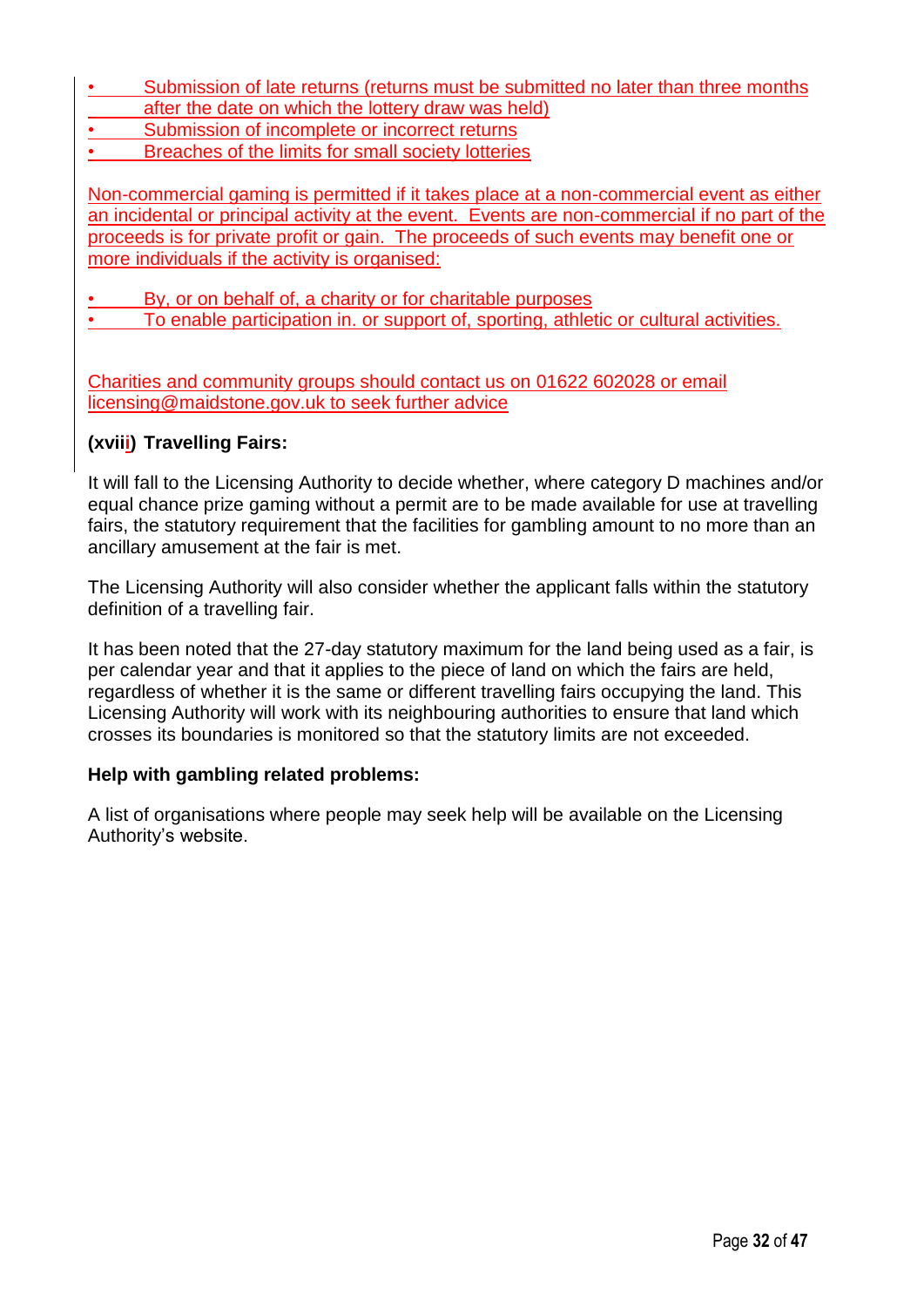- Submission of late returns (returns must be submitted no later than three months after the date on which the lottery draw was held)
- Submission of incomplete or incorrect returns
- Breaches of the limits for small society lotteries

Non-commercial gaming is permitted if it takes place at a non-commercial event as either an incidental or principal activity at the event. Events are non-commercial if no part of the proceeds is for private profit or gain. The proceeds of such events may benefit one or more individuals if the activity is organised:

- By, or on behalf of, a charity or for charitable purposes
- To enable participation in. or support of, sporting, athletic or cultural activities.

Charities and community groups should contact us on 01622 602028 or email licensing@maidstone.gov.uk to seek further advice

**(xviii) Travelling Fairs:**

It will fall to the Licensing Authority to decide whether, where category D machines and/or equal chance prize gaming without a permit are to be made available for use at travelling fairs, the statutory requirement that the facilities for gambling amount to no more than an ancillary amusement at the fair is met.

The Licensing Authority will also consider whether the applicant falls within the statutory definition of a travelling fair.

It has been noted that the 27-day statutory maximum for the land being used as a fair, is per calendar year and that it applies to the piece of land on which the fairs are held, regardless of whether it is the same or different travelling fairs occupying the land. This Licensing Authority will work with its neighbouring authorities to ensure that land which crosses its boundaries is monitored so that the statutory limits are not exceeded.

**Help with gambling related problems:**

A list of organisations where people may seek help will be available on the Licensing Authority's website.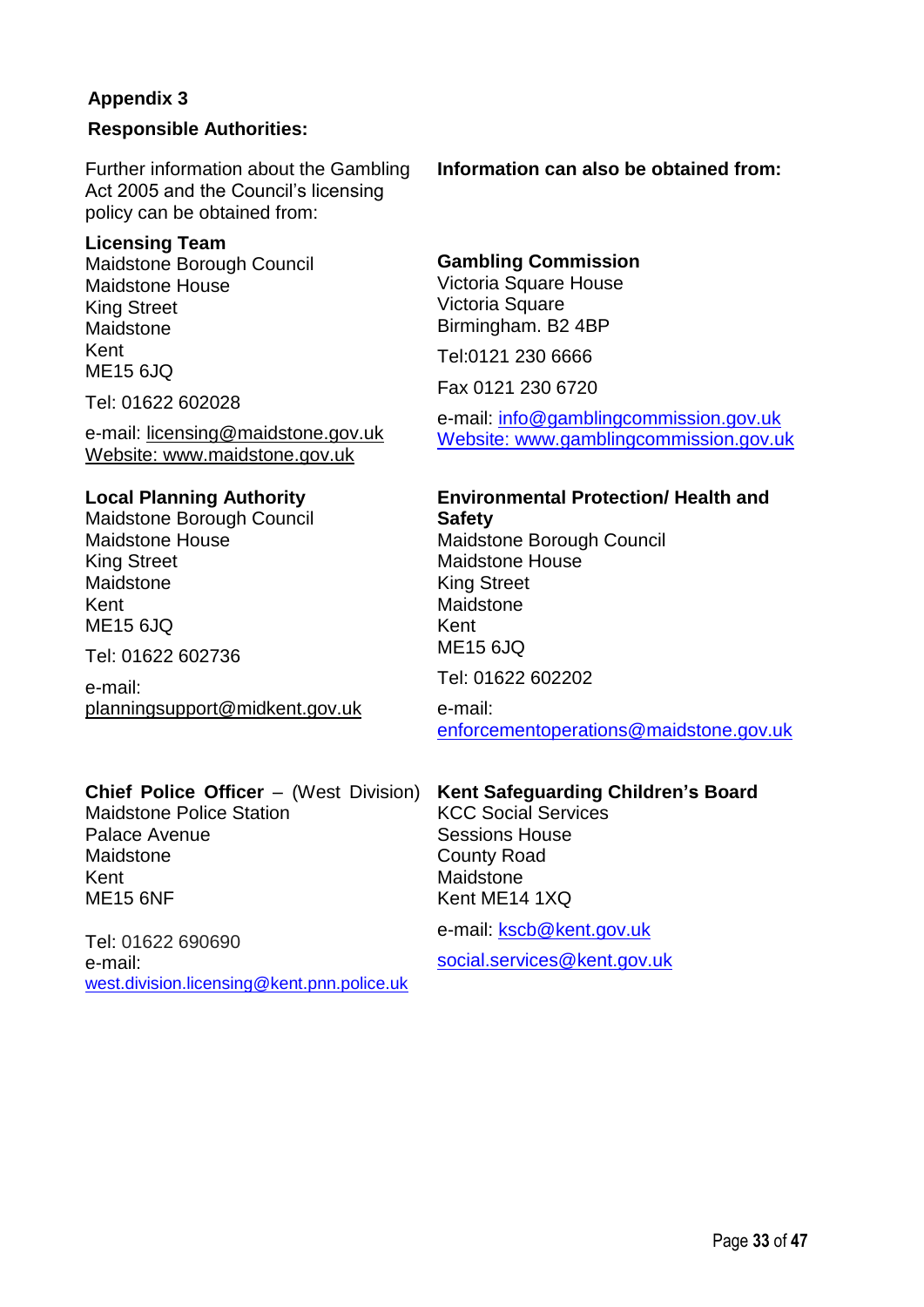**Appendix 3**

**Responsible Authorities:**

Further information about the Gambling Act 2005 and the Council's licensing policy can be obtained from:

**Licensing Team**
Maidstone Borough Council
Maidstone House
King Street
Maidstone
Kent
ME15 6JQ

Tel: 01622 602028

e-mail: licensing@maidstone.gov.uk
Website: www.maidstone.gov.uk

**Local Planning Authority**
Maidstone Borough Council
Maidstone House
King Street
Maidstone
Kent
ME15 6JQ

Tel: 01622 602736

e-mail:
planningsupport@midkent.gov.uk

**Chief Police Officer** – (West Division)
Maidstone Police Station
Palace Avenue
Maidstone
Kent
ME15 6NF

Tel: 01622 690690
e-mail:
west.division.licensing@kent.pnn.police.uk

**Information can also be obtained from:**

**Gambling Commission**
Victoria Square House
Victoria Square
Birmingham. B2 4BP

Tel:0121 230 6666

Fax 0121 230 6720

e-mail: info@gamblingcommission.gov.uk
Website: www.gamblingcommission.gov.uk

**Environmental Protection/ Health and Safety**
Maidstone Borough Council
Maidstone House
King Street
Maidstone
Kent
ME15 6JQ

Tel: 01622 602202

e-mail:
enforcementoperations@maidstone.gov.uk

**Kent Safeguarding Children's Board**
KCC Social Services
Sessions House
County Road
Maidstone
Kent ME14 1XQ

e-mail: kscb@kent.gov.uk

social.services@kent.gov.uk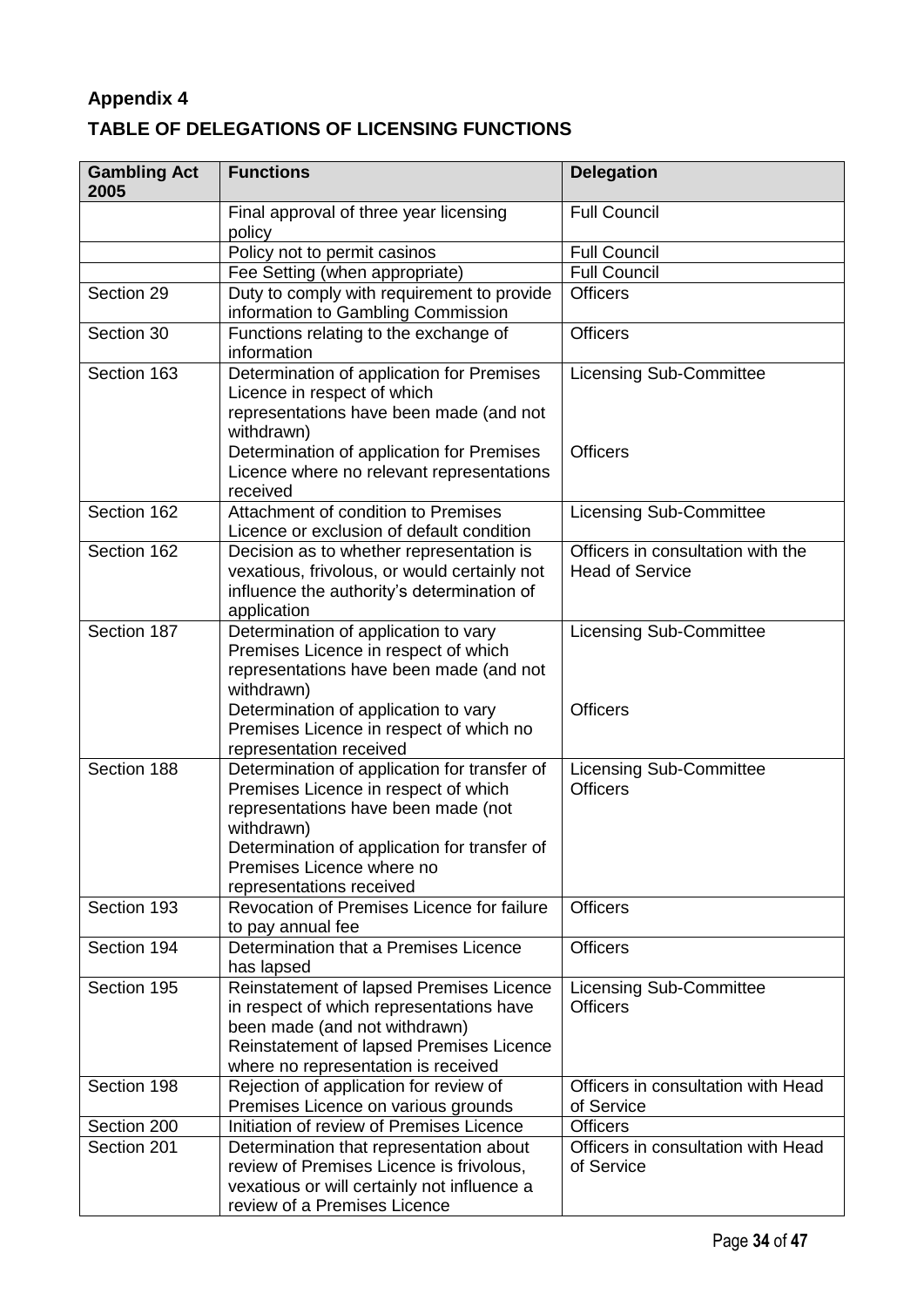## Appendix 4

## TABLE OF DELEGATIONS OF LICENSING FUNCTIONS

| Gambling Act 2005 | Functions | Delegation |
|---|---|---|
| | Final approval of three year licensing policy | Full Council |
| | Policy not to permit casinos | Full Council |
| | Fee Setting (when appropriate) | Full Council |
| Section 29 | Duty to comply with requirement to provide information to Gambling Commission | Officers |
| Section 30 | Functions relating to the exchange of information | Officers |
| Section 163 | Determination of application for Premises Licence in respect of which representations have been made (and not withdrawn)<br>Determination of application for Premises Licence where no relevant representations received | Licensing Sub-Committee<br><br>Officers |
| Section 162 | Attachment of condition to Premises Licence or exclusion of default condition | Licensing Sub-Committee |
| Section 162 | Decision as to whether representation is vexatious, frivolous, or would certainly not influence the authority's determination of application | Officers in consultation with the Head of Service |
| Section 187 | Determination of application to vary Premises Licence in respect of which representations have been made (and not withdrawn)<br>Determination of application to vary Premises Licence in respect of which no representation received | Licensing Sub-Committee<br><br>Officers |
| Section 188 | Determination of application for transfer of Premises Licence in respect of which representations have been made (not withdrawn)<br>Determination of application for transfer of Premises Licence where no representations received | Licensing Sub-Committee<br>Officers |
| Section 193 | Revocation of Premises Licence for failure to pay annual fee | Officers |
| Section 194 | Determination that a Premises Licence has lapsed | Officers |
| Section 195 | Reinstatement of lapsed Premises Licence in respect of which representations have been made (and not withdrawn)<br>Reinstatement of lapsed Premises Licence where no representation is received | Licensing Sub-Committee<br>Officers |
| Section 198 | Rejection of application for review of Premises Licence on various grounds | Officers in consultation with Head of Service |
| Section 200 | Initiation of review of Premises Licence | Officers |
| Section 201 | Determination that representation about review of Premises Licence is frivolous, vexatious or will certainly not influence a review of a Premises Licence | Officers in consultation with Head of Service |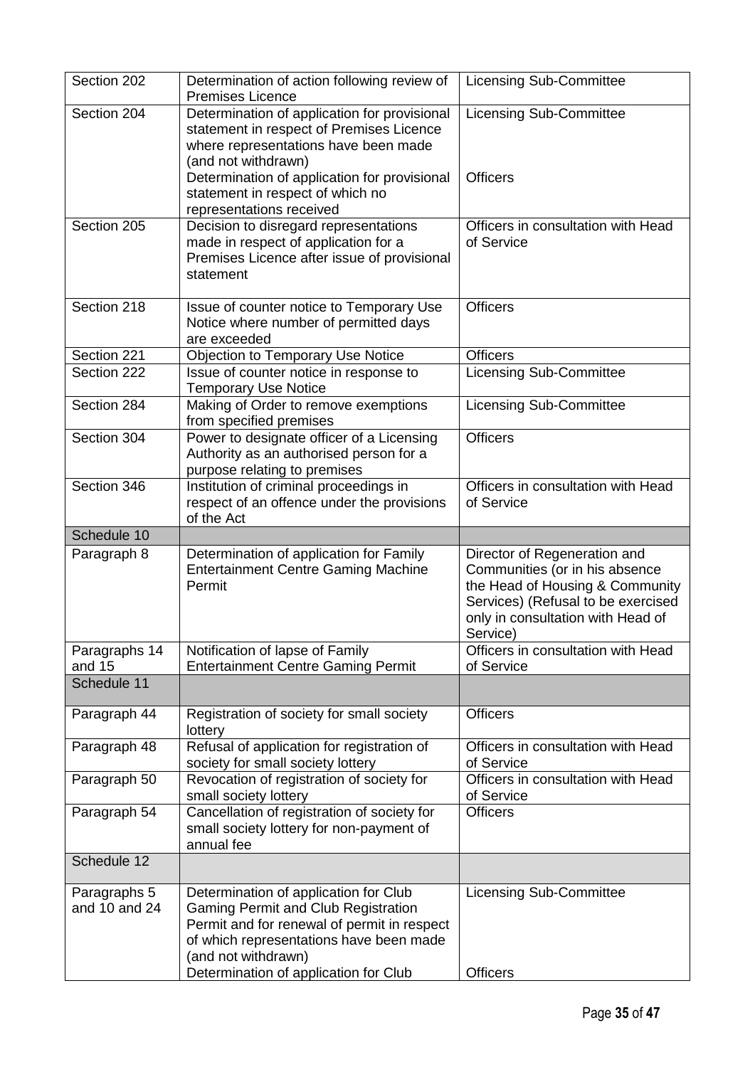| Section 202 | Determination of action following review of Premises Licence | Licensing Sub-Committee |
|---|---|---|
| Section 204 | Determination of application for provisional statement in respect of Premises Licence where representations have been made (and not withdrawn)<br>Determination of application for provisional statement in respect of which no representations received | Licensing Sub-Committee<br><br><br>Officers |
| Section 205 | Decision to disregard representations made in respect of application for a Premises Licence after issue of provisional statement | Officers in consultation with Head of Service |
| Section 218 | Issue of counter notice to Temporary Use Notice where number of permitted days are exceeded | Officers |
| Section 221 | Objection to Temporary Use Notice | Officers |
| Section 222 | Issue of counter notice in response to Temporary Use Notice | Licensing Sub-Committee |
| Section 284 | Making of Order to remove exemptions from specified premises | Licensing Sub-Committee |
| Section 304 | Power to designate officer of a Licensing Authority as an authorised person for a purpose relating to premises | Officers |
| Section 346 | Institution of criminal proceedings in respect of an offence under the provisions of the Act | Officers in consultation with Head of Service |
| Schedule 10 | | |
| Paragraph 8 | Determination of application for Family Entertainment Centre Gaming Machine Permit | Director of Regeneration and Communities (or in his absence the Head of Housing & Community Services) (Refusal to be exercised only in consultation with Head of Service) |
| Paragraphs 14 and 15 | Notification of lapse of Family Entertainment Centre Gaming Permit | Officers in consultation with Head of Service |
| Schedule 11 | | |
| Paragraph 44 | Registration of society for small society lottery | Officers |
| Paragraph 48 | Refusal of application for registration of society for small society lottery | Officers in consultation with Head of Service |
| Paragraph 50 | Revocation of registration of society for small society lottery | Officers in consultation with Head of Service |
| Paragraph 54 | Cancellation of registration of society for small society lottery for non-payment of annual fee | Officers |
| Schedule 12 | | |
| Paragraphs 5 and 10 and 24 | Determination of application for Club Gaming Permit and Club Registration Permit and for renewal of permit in respect of which representations have been made (and not withdrawn)<br>Determination of application for Club | Licensing Sub-Committee<br><br><br><br>Officers |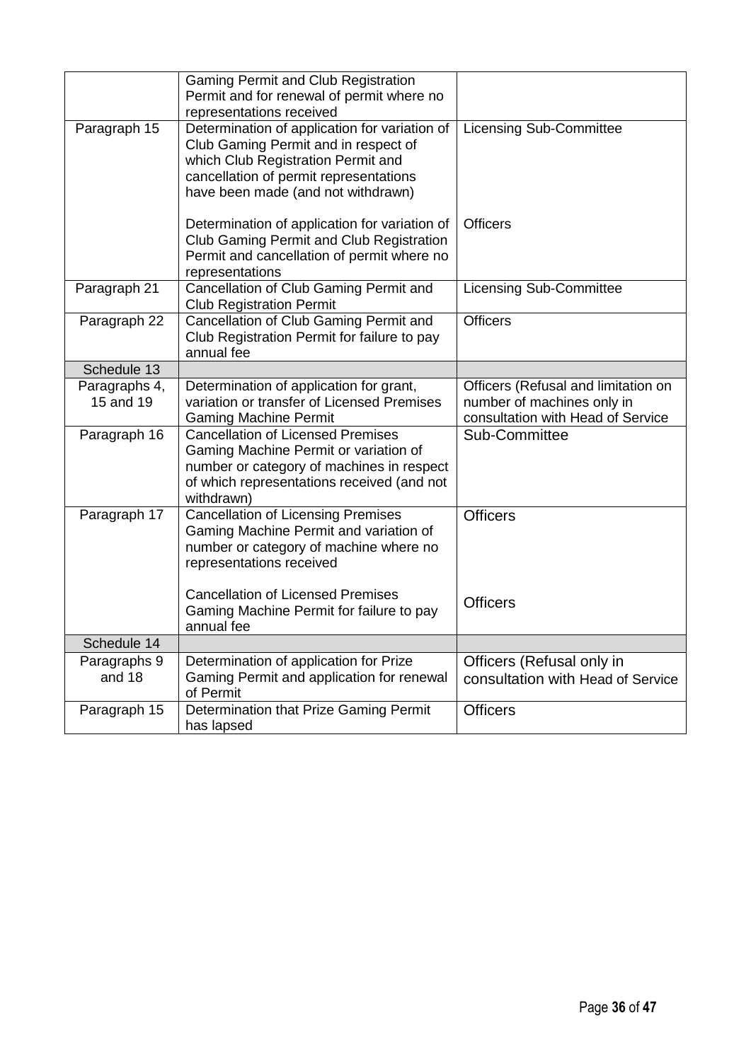| | | |
|---|---|---|
| | Gaming Permit and Club Registration Permit and for renewal of permit where no representations received | |
| Paragraph 15 | Determination of application for variation of Club Gaming Permit and in respect of which Club Registration Permit and cancellation of permit representations have been made (and not withdrawn)<br><br>Determination of application for variation of Club Gaming Permit and Club Registration Permit and cancellation of permit where no representations | Licensing Sub-Committee<br><br>Officers |
| Paragraph 21 | Cancellation of Club Gaming Permit and Club Registration Permit | Licensing Sub-Committee |
| Paragraph 22 | Cancellation of Club Gaming Permit and Club Registration Permit for failure to pay annual fee | Officers |
| Schedule 13 | | |
| Paragraphs 4, 15 and 19 | Determination of application for grant, variation or transfer of Licensed Premises Gaming Machine Permit | Officers (Refusal and limitation on number of machines only in consultation with Head of Service |
| Paragraph 16 | Cancellation of Licensed Premises Gaming Machine Permit or variation of number or category of machines in respect of which representations received (and not withdrawn) | Sub-Committee |
| Paragraph 17 | Cancellation of Licensing Premises Gaming Machine Permit and variation of number or category of machine where no representations received<br><br>Cancellation of Licensed Premises Gaming Machine Permit for failure to pay annual fee | Officers<br><br>Officers |
| Schedule 14 | | |
| Paragraphs 9 and 18 | Determination of application for Prize Gaming Permit and application for renewal of Permit | Officers (Refusal only in consultation with Head of Service |
| Paragraph 15 | Determination that Prize Gaming Permit has lapsed | Officers |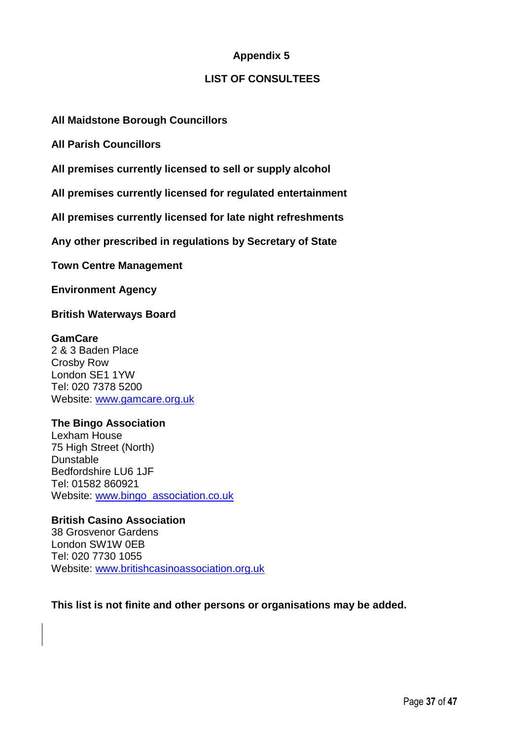## Appendix 5

## LIST OF CONSULTEES

**All Maidstone Borough Councillors**

**All Parish Councillors**

**All premises currently licensed to sell or supply alcohol**

**All premises currently licensed for regulated entertainment**

**All premises currently licensed for late night refreshments**

**Any other prescribed in regulations by Secretary of State**

**Town Centre Management**

**Environment Agency**

**British Waterways Board**

**GamCare**
2 & 3 Baden Place
Crosby Row
London SE1 1YW
Tel: 020 7378 5200
Website: www.gamcare.org.uk

**The Bingo Association**
Lexham House
75 High Street (North)
Dunstable
Bedfordshire LU6 1JF
Tel: 01582 860921
Website: www.bingo_association.co.uk

**British Casino Association**
38 Grosvenor Gardens
London SW1W 0EB
Tel: 020 7730 1055
Website: www.britishcasinoassociation.org.uk

**This list is not finite and other persons or organisations may be added.**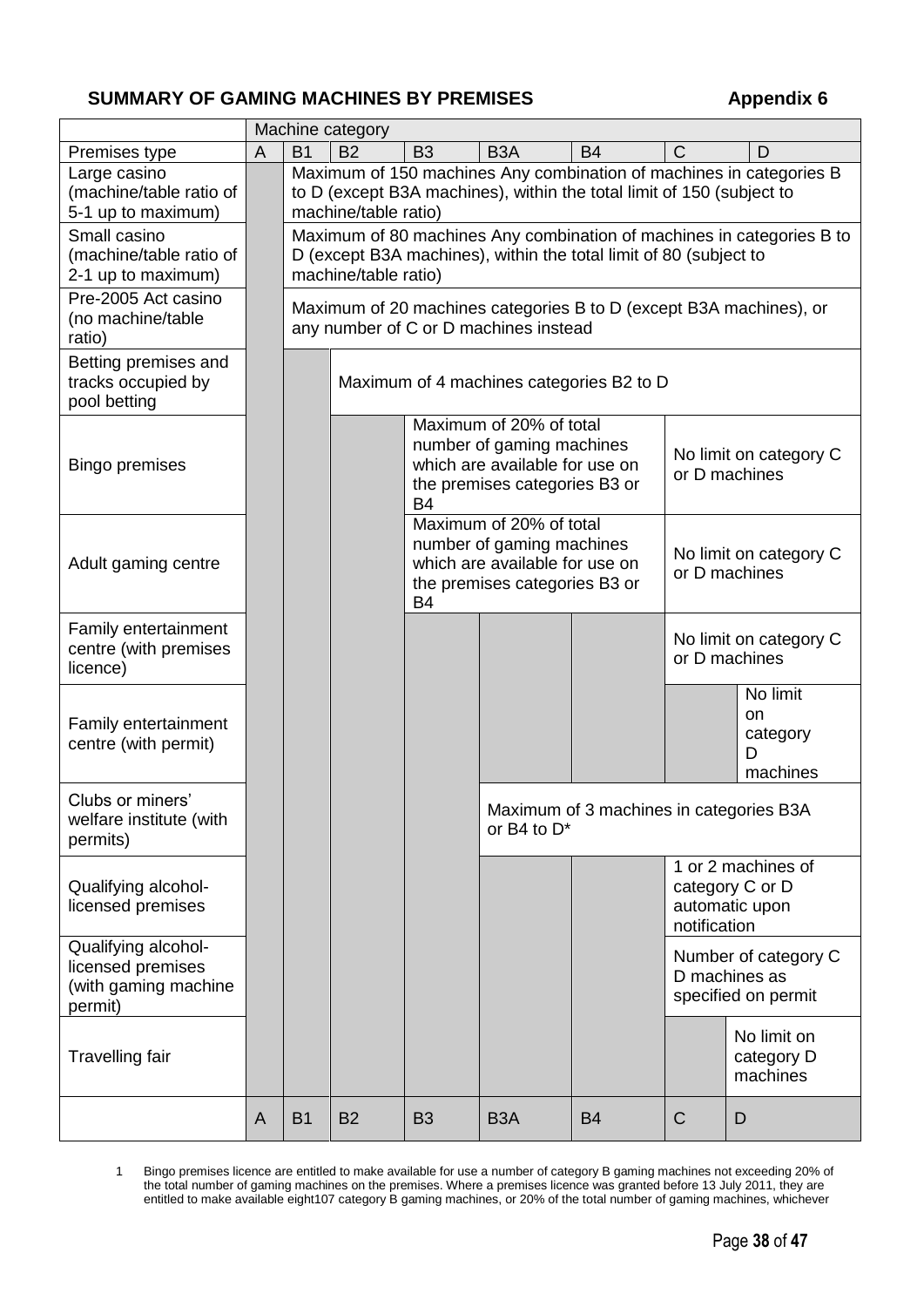## SUMMARY OF GAMING MACHINES BY PREMISES

**Appendix 6**

| | Machine category | | | | | | | |
|---|---|---|---|---|---|---|---|---|
| Premises type | A | B1 | B2 | B3 | B3A | B4 | C | D |
| Large casino (machine/table ratio of 5-1 up to maximum) | | Maximum of 150 machines Any combination of machines in categories B to D (except B3A machines), within the total limit of 150 (subject to machine/table ratio) | | | | | | |
| Small casino (machine/table ratio of 2-1 up to maximum) | | Maximum of 80 machines Any combination of machines in categories B to D (except B3A machines), within the total limit of 80 (subject to machine/table ratio) | | | | | | |
| Pre-2005 Act casino (no machine/table ratio) | | Maximum of 20 machines categories B to D (except B3A machines), or any number of C or D machines instead | | | | | | |
| Betting premises and tracks occupied by pool betting | | | Maximum of 4 machines categories B2 to D | | | | | |
| Bingo premises | | | | Maximum of 20% of total number of gaming machines which are available for use on the premises categories B3 or B4 | | | No limit on category C or D machines | |
| Adult gaming centre | | | | Maximum of 20% of total number of gaming machines which are available for use on the premises categories B3 or B4 | | | No limit on category C or D machines | |
| Family entertainment centre (with premises licence) | | | | | | | No limit on category C or D machines | |
| Family entertainment centre (with permit) | | | | | | | | No limit on category D machines |
| Clubs or miners' welfare institute (with permits) | | | | | Maximum of 3 machines in categories B3A or B4 to D* | | | |
| Qualifying alcohol-licensed premises | | | | | | | 1 or 2 machines of category C or D automatic upon notification | |
| Qualifying alcohol-licensed premises (with gaming machine permit) | | | | | | | Number of category C D machines as specified on permit | |
| Travelling fair | | | | | | | | No limit on category D machines |
| | A | B1 | B2 | B3 | B3A | B4 | C | D |

1 Bingo premises licence are entitled to make available for use a number of category B gaming machines not exceeding 20% of the total number of gaming machines on the premises. Where a premises licence was granted before 13 July 2011, they are entitled to make available eight107 category B gaming machines, or 20% of the total number of gaming machines, whichever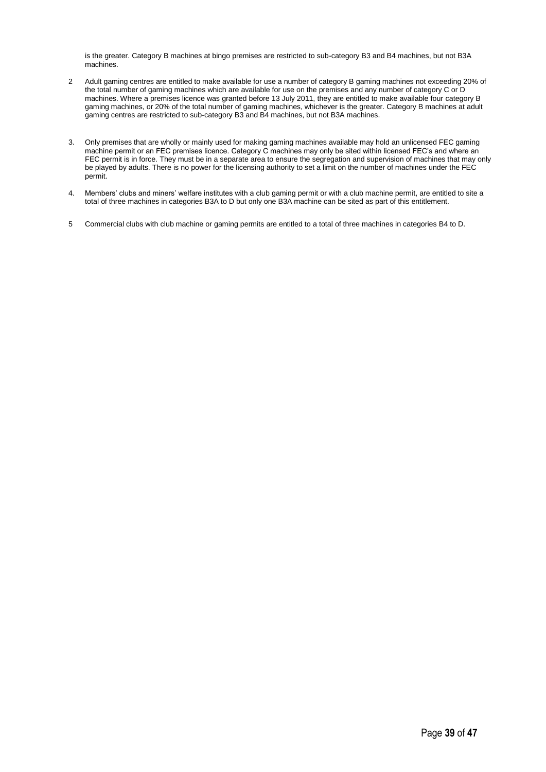is the greater. Category B machines at bingo premises are restricted to sub-category B3 and B4 machines, but not B3A machines.

2 Adult gaming centres are entitled to make available for use a number of category B gaming machines not exceeding 20% of the total number of gaming machines which are available for use on the premises and any number of category C or D machines. Where a premises licence was granted before 13 July 2011, they are entitled to make available four category B gaming machines, or 20% of the total number of gaming machines, whichever is the greater. Category B machines at adult gaming centres are restricted to sub-category B3 and B4 machines, but not B3A machines.

3. Only premises that are wholly or mainly used for making gaming machines available may hold an unlicensed FEC gaming machine permit or an FEC premises licence. Category C machines may only be sited within licensed FEC's and where an FEC permit is in force. They must be in a separate area to ensure the segregation and supervision of machines that may only be played by adults. There is no power for the licensing authority to set a limit on the number of machines under the FEC permit.

4. Members' clubs and miners' welfare institutes with a club gaming permit or with a club machine permit, are entitled to site a total of three machines in categories B3A to D but only one B3A machine can be sited as part of this entitlement.

5 Commercial clubs with club machine or gaming permits are entitled to a total of three machines in categories B4 to D.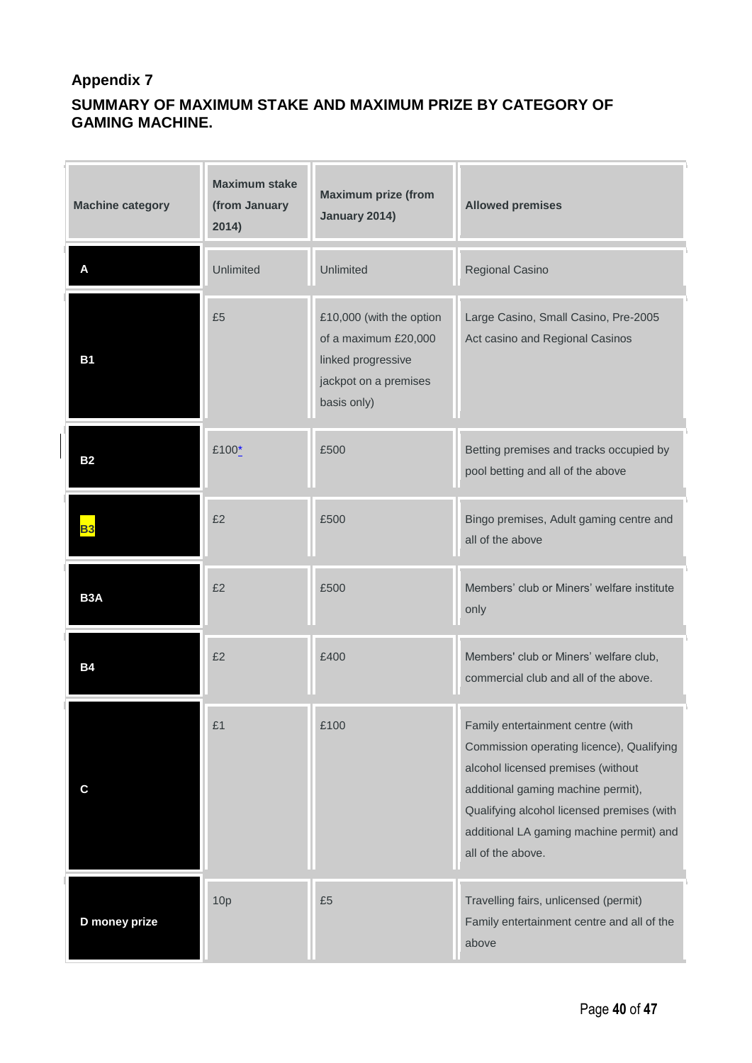## Appendix 7

## SUMMARY OF MAXIMUM STAKE AND MAXIMUM PRIZE BY CATEGORY OF GAMING MACHINE.

| Machine category | Maximum stake (from January 2014) | Maximum prize (from January 2014) | Allowed premises |
|---|---|---|---|
| **A** | Unlimited | Unlimited | Regional Casino |
| **B1** | £5 | £10,000 (with the option of a maximum £20,000 linked progressive jackpot on a premises basis only) | Large Casino, Small Casino, Pre-2005 Act casino and Regional Casinos |
| **B2** | £100* | £500 | Betting premises and tracks occupied by pool betting and all of the above |
| **B3** | £2 | £500 | Bingo premises, Adult gaming centre and all of the above |
| **B3A** | £2 | £500 | Members' club or Miners' welfare institute only |
| **B4** | £2 | £400 | Members' club or Miners' welfare club, commercial club and all of the above. |
| **C** | £1 | £100 | Family entertainment centre (with Commission operating licence), Qualifying alcohol licensed premises (without additional gaming machine permit), Qualifying alcohol licensed premises (with additional LA gaming machine permit) and all of the above. |
| **D money prize** | 10p | £5 | Travelling fairs, unlicensed (permit) Family entertainment centre and all of the above |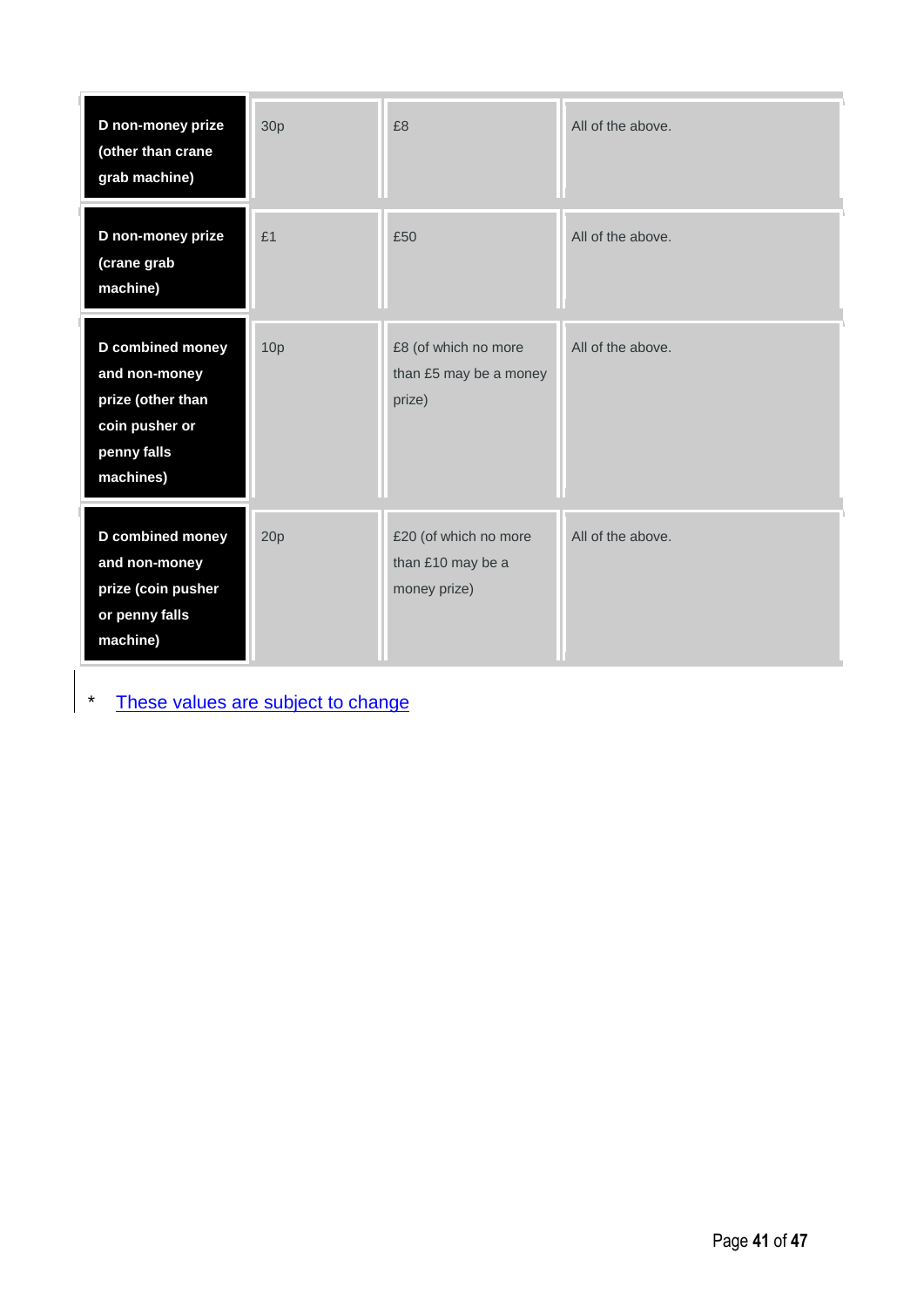| | | | |
|---|---|---|---|
| **D non-money prize (other than crane grab machine)** | 30p | £8 | All of the above. |
| **D non-money prize (crane grab machine)** | £1 | £50 | All of the above. |
| **D combined money and non-money prize (other than coin pusher or penny falls machines)** | 10p | £8 (of which no more than £5 may be a money prize) | All of the above. |
| **D combined money and non-money prize (coin pusher or penny falls machine)** | 20p | £20 (of which no more than £10 may be a money prize) | All of the above. |

* These values are subject to change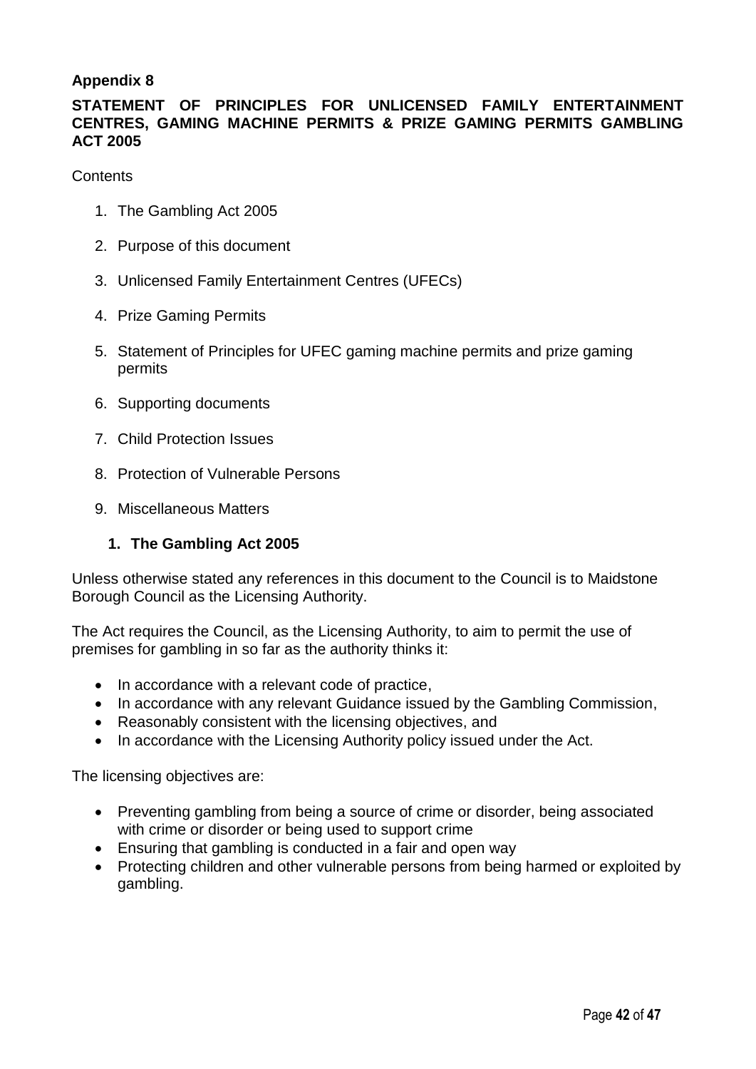**Appendix 8**

## STATEMENT OF PRINCIPLES FOR UNLICENSED FAMILY ENTERTAINMENT CENTRES, GAMING MACHINE PERMITS & PRIZE GAMING PERMITS GAMBLING ACT 2005

Contents

1. The Gambling Act 2005
2. Purpose of this document
3. Unlicensed Family Entertainment Centres (UFECs)
4. Prize Gaming Permits
5. Statement of Principles for UFEC gaming machine permits and prize gaming permits
6. Supporting documents
7. Child Protection Issues
8. Protection of Vulnerable Persons
9. Miscellaneous Matters

### 1. The Gambling Act 2005

Unless otherwise stated any references in this document to the Council is to Maidstone Borough Council as the Licensing Authority.

The Act requires the Council, as the Licensing Authority, to aim to permit the use of premises for gambling in so far as the authority thinks it:

- In accordance with a relevant code of practice,
- In accordance with any relevant Guidance issued by the Gambling Commission,
- Reasonably consistent with the licensing objectives, and
- In accordance with the Licensing Authority policy issued under the Act.

The licensing objectives are:

- Preventing gambling from being a source of crime or disorder, being associated with crime or disorder or being used to support crime
- Ensuring that gambling is conducted in a fair and open way
- Protecting children and other vulnerable persons from being harmed or exploited by gambling.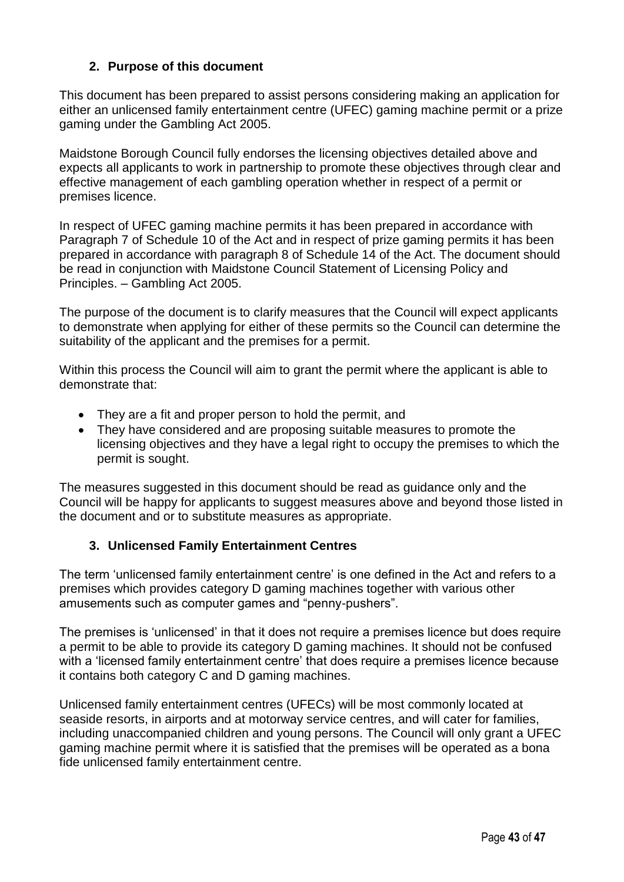## 2. Purpose of this document

This document has been prepared to assist persons considering making an application for either an unlicensed family entertainment centre (UFEC) gaming machine permit or a prize gaming under the Gambling Act 2005.

Maidstone Borough Council fully endorses the licensing objectives detailed above and expects all applicants to work in partnership to promote these objectives through clear and effective management of each gambling operation whether in respect of a permit or premises licence.

In respect of UFEC gaming machine permits it has been prepared in accordance with Paragraph 7 of Schedule 10 of the Act and in respect of prize gaming permits it has been prepared in accordance with paragraph 8 of Schedule 14 of the Act. The document should be read in conjunction with Maidstone Council Statement of Licensing Policy and Principles. – Gambling Act 2005.

The purpose of the document is to clarify measures that the Council will expect applicants to demonstrate when applying for either of these permits so the Council can determine the suitability of the applicant and the premises for a permit.

Within this process the Council will aim to grant the permit where the applicant is able to demonstrate that:

- They are a fit and proper person to hold the permit, and
- They have considered and are proposing suitable measures to promote the licensing objectives and they have a legal right to occupy the premises to which the permit is sought.

The measures suggested in this document should be read as guidance only and the Council will be happy for applicants to suggest measures above and beyond those listed in the document and or to substitute measures as appropriate.

## 3. Unlicensed Family Entertainment Centres

The term 'unlicensed family entertainment centre' is one defined in the Act and refers to a premises which provides category D gaming machines together with various other amusements such as computer games and "penny-pushers".

The premises is 'unlicensed' in that it does not require a premises licence but does require a permit to be able to provide its category D gaming machines. It should not be confused with a 'licensed family entertainment centre' that does require a premises licence because it contains both category C and D gaming machines.

Unlicensed family entertainment centres (UFECs) will be most commonly located at seaside resorts, in airports and at motorway service centres, and will cater for families, including unaccompanied children and young persons. The Council will only grant a UFEC gaming machine permit where it is satisfied that the premises will be operated as a bona fide unlicensed family entertainment centre.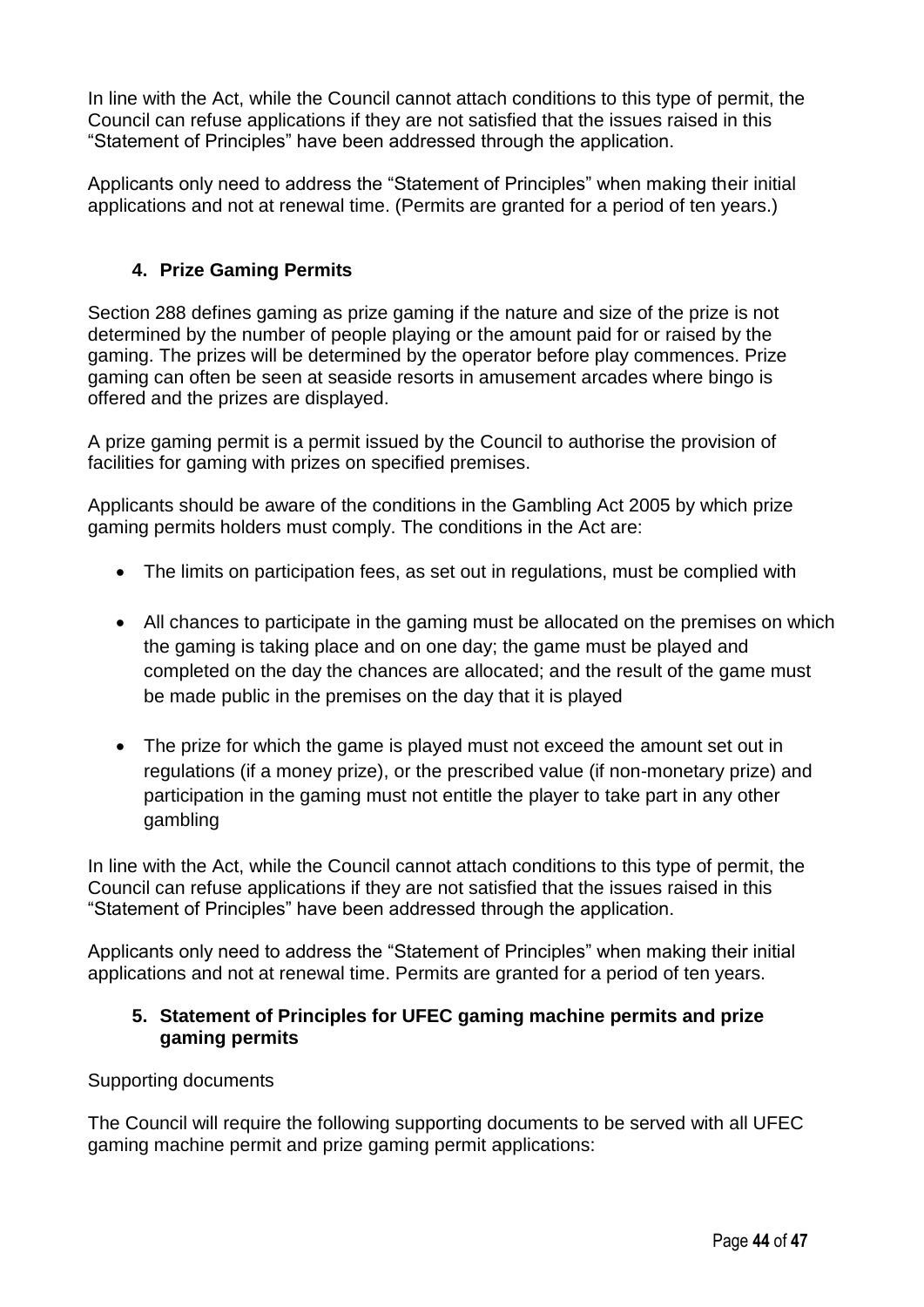In line with the Act, while the Council cannot attach conditions to this type of permit, the Council can refuse applications if they are not satisfied that the issues raised in this “Statement of Principles” have been addressed through the application.

Applicants only need to address the “Statement of Principles” when making their initial applications and not at renewal time. (Permits are granted for a period of ten years.)

## 4. Prize Gaming Permits

Section 288 defines gaming as prize gaming if the nature and size of the prize is not determined by the number of people playing or the amount paid for or raised by the gaming. The prizes will be determined by the operator before play commences. Prize gaming can often be seen at seaside resorts in amusement arcades where bingo is offered and the prizes are displayed.

A prize gaming permit is a permit issued by the Council to authorise the provision of facilities for gaming with prizes on specified premises.

Applicants should be aware of the conditions in the Gambling Act 2005 by which prize gaming permits holders must comply. The conditions in the Act are:

- The limits on participation fees, as set out in regulations, must be complied with
- All chances to participate in the gaming must be allocated on the premises on which the gaming is taking place and on one day; the game must be played and completed on the day the chances are allocated; and the result of the game must be made public in the premises on the day that it is played
- The prize for which the game is played must not exceed the amount set out in regulations (if a money prize), or the prescribed value (if non-monetary prize) and participation in the gaming must not entitle the player to take part in any other gambling

In line with the Act, while the Council cannot attach conditions to this type of permit, the Council can refuse applications if they are not satisfied that the issues raised in this “Statement of Principles” have been addressed through the application.

Applicants only need to address the “Statement of Principles” when making their initial applications and not at renewal time. Permits are granted for a period of ten years.

## 5. Statement of Principles for UFEC gaming machine permits and prize gaming permits

Supporting documents

The Council will require the following supporting documents to be served with all UFEC gaming machine permit and prize gaming permit applications: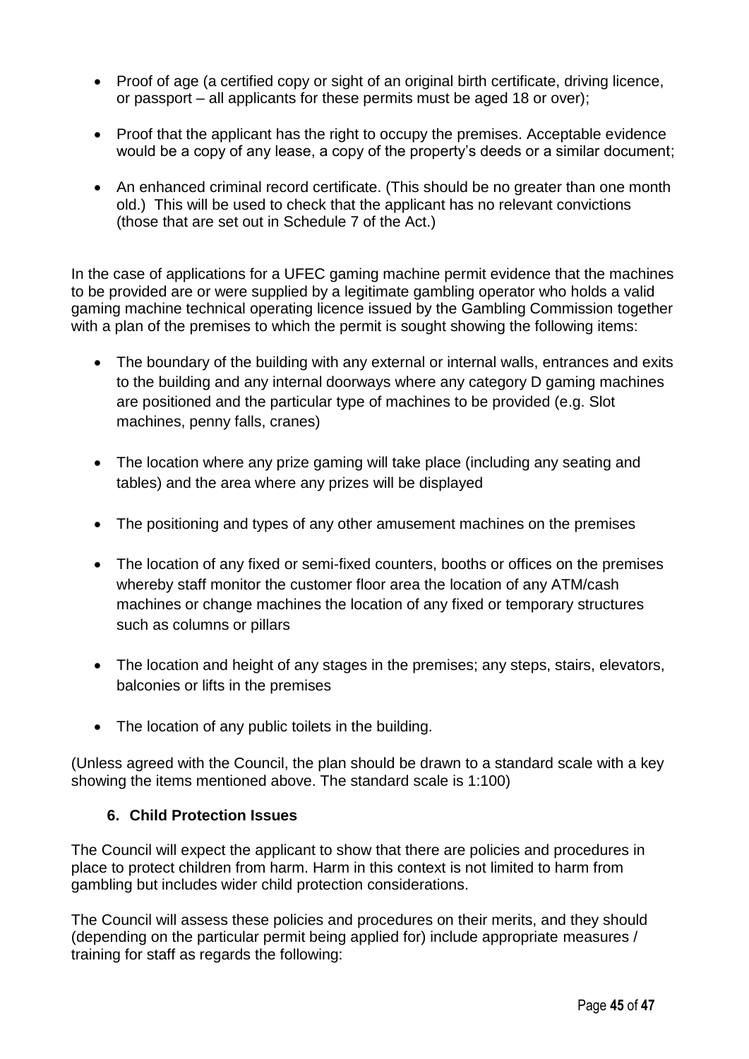- Proof of age (a certified copy or sight of an original birth certificate, driving licence, or passport – all applicants for these permits must be aged 18 or over);
- Proof that the applicant has the right to occupy the premises. Acceptable evidence would be a copy of any lease, a copy of the property's deeds or a similar document;
- An enhanced criminal record certificate. (This should be no greater than one month old.) This will be used to check that the applicant has no relevant convictions (those that are set out in Schedule 7 of the Act.)

In the case of applications for a UFEC gaming machine permit evidence that the machines to be provided are or were supplied by a legitimate gambling operator who holds a valid gaming machine technical operating licence issued by the Gambling Commission together with a plan of the premises to which the permit is sought showing the following items:

- The boundary of the building with any external or internal walls, entrances and exits to the building and any internal doorways where any category D gaming machines are positioned and the particular type of machines to be provided (e.g. Slot machines, penny falls, cranes)
- The location where any prize gaming will take place (including any seating and tables) and the area where any prizes will be displayed
- The positioning and types of any other amusement machines on the premises
- The location of any fixed or semi-fixed counters, booths or offices on the premises whereby staff monitor the customer floor area the location of any ATM/cash machines or change machines the location of any fixed or temporary structures such as columns or pillars
- The location and height of any stages in the premises; any steps, stairs, elevators, balconies or lifts in the premises
- The location of any public toilets in the building.

(Unless agreed with the Council, the plan should be drawn to a standard scale with a key showing the items mentioned above. The standard scale is 1:100)

### 6. Child Protection Issues

The Council will expect the applicant to show that there are policies and procedures in place to protect children from harm. Harm in this context is not limited to harm from gambling but includes wider child protection considerations.

The Council will assess these policies and procedures on their merits, and they should (depending on the particular permit being applied for) include appropriate measures / training for staff as regards the following: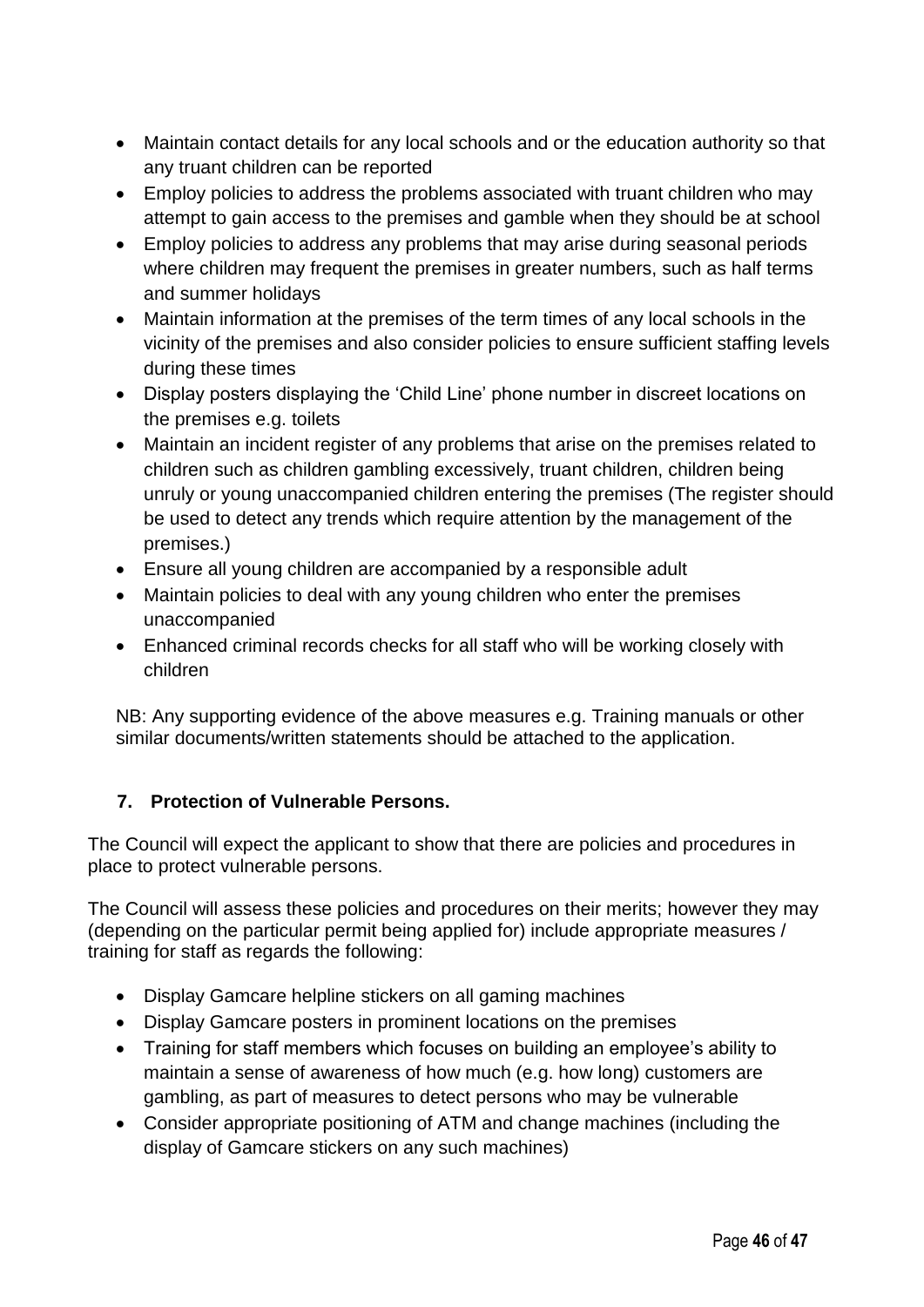- Maintain contact details for any local schools and or the education authority so that any truant children can be reported
- Employ policies to address the problems associated with truant children who may attempt to gain access to the premises and gamble when they should be at school
- Employ policies to address any problems that may arise during seasonal periods where children may frequent the premises in greater numbers, such as half terms and summer holidays
- Maintain information at the premises of the term times of any local schools in the vicinity of the premises and also consider policies to ensure sufficient staffing levels during these times
- Display posters displaying the 'Child Line' phone number in discreet locations on the premises e.g. toilets
- Maintain an incident register of any problems that arise on the premises related to children such as children gambling excessively, truant children, children being unruly or young unaccompanied children entering the premises (The register should be used to detect any trends which require attention by the management of the premises.)
- Ensure all young children are accompanied by a responsible adult
- Maintain policies to deal with any young children who enter the premises unaccompanied
- Enhanced criminal records checks for all staff who will be working closely with children

NB: Any supporting evidence of the above measures e.g. Training manuals or other similar documents/written statements should be attached to the application.

### 7. Protection of Vulnerable Persons.

The Council will expect the applicant to show that there are policies and procedures in place to protect vulnerable persons.

The Council will assess these policies and procedures on their merits; however they may (depending on the particular permit being applied for) include appropriate measures / training for staff as regards the following:

- Display Gamcare helpline stickers on all gaming machines
- Display Gamcare posters in prominent locations on the premises
- Training for staff members which focuses on building an employee's ability to maintain a sense of awareness of how much (e.g. how long) customers are gambling, as part of measures to detect persons who may be vulnerable
- Consider appropriate positioning of ATM and change machines (including the display of Gamcare stickers on any such machines)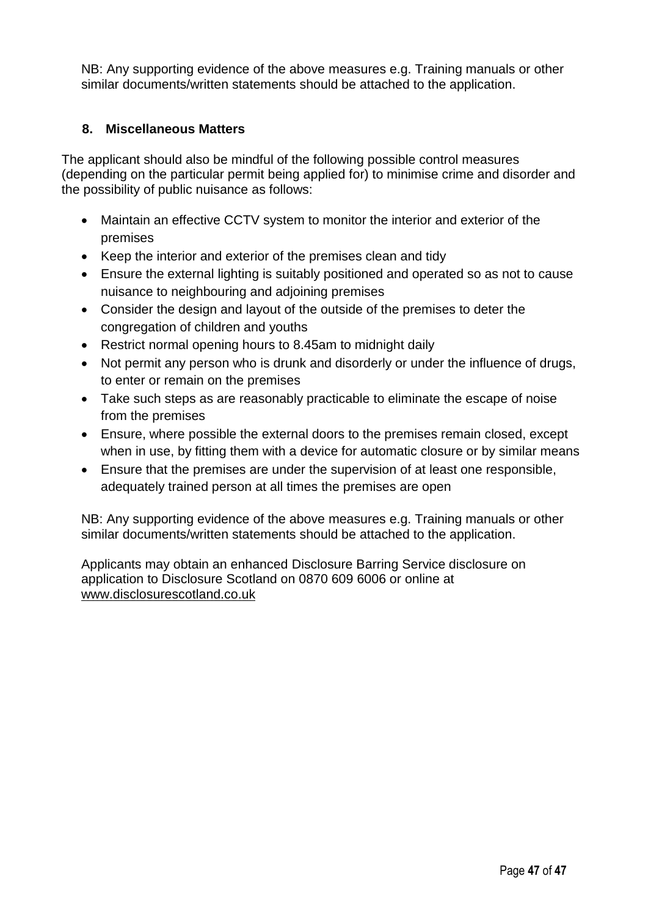NB: Any supporting evidence of the above measures e.g. Training manuals or other similar documents/written statements should be attached to the application.

## 8. Miscellaneous Matters

The applicant should also be mindful of the following possible control measures (depending on the particular permit being applied for) to minimise crime and disorder and the possibility of public nuisance as follows:

- Maintain an effective CCTV system to monitor the interior and exterior of the premises
- Keep the interior and exterior of the premises clean and tidy
- Ensure the external lighting is suitably positioned and operated so as not to cause nuisance to neighbouring and adjoining premises
- Consider the design and layout of the outside of the premises to deter the congregation of children and youths
- Restrict normal opening hours to 8.45am to midnight daily
- Not permit any person who is drunk and disorderly or under the influence of drugs, to enter or remain on the premises
- Take such steps as are reasonably practicable to eliminate the escape of noise from the premises
- Ensure, where possible the external doors to the premises remain closed, except when in use, by fitting them with a device for automatic closure or by similar means
- Ensure that the premises are under the supervision of at least one responsible, adequately trained person at all times the premises are open

NB: Any supporting evidence of the above measures e.g. Training manuals or other similar documents/written statements should be attached to the application.

Applicants may obtain an enhanced Disclosure Barring Service disclosure on application to Disclosure Scotland on 0870 609 6006 or online at www.disclosurescotland.co.uk